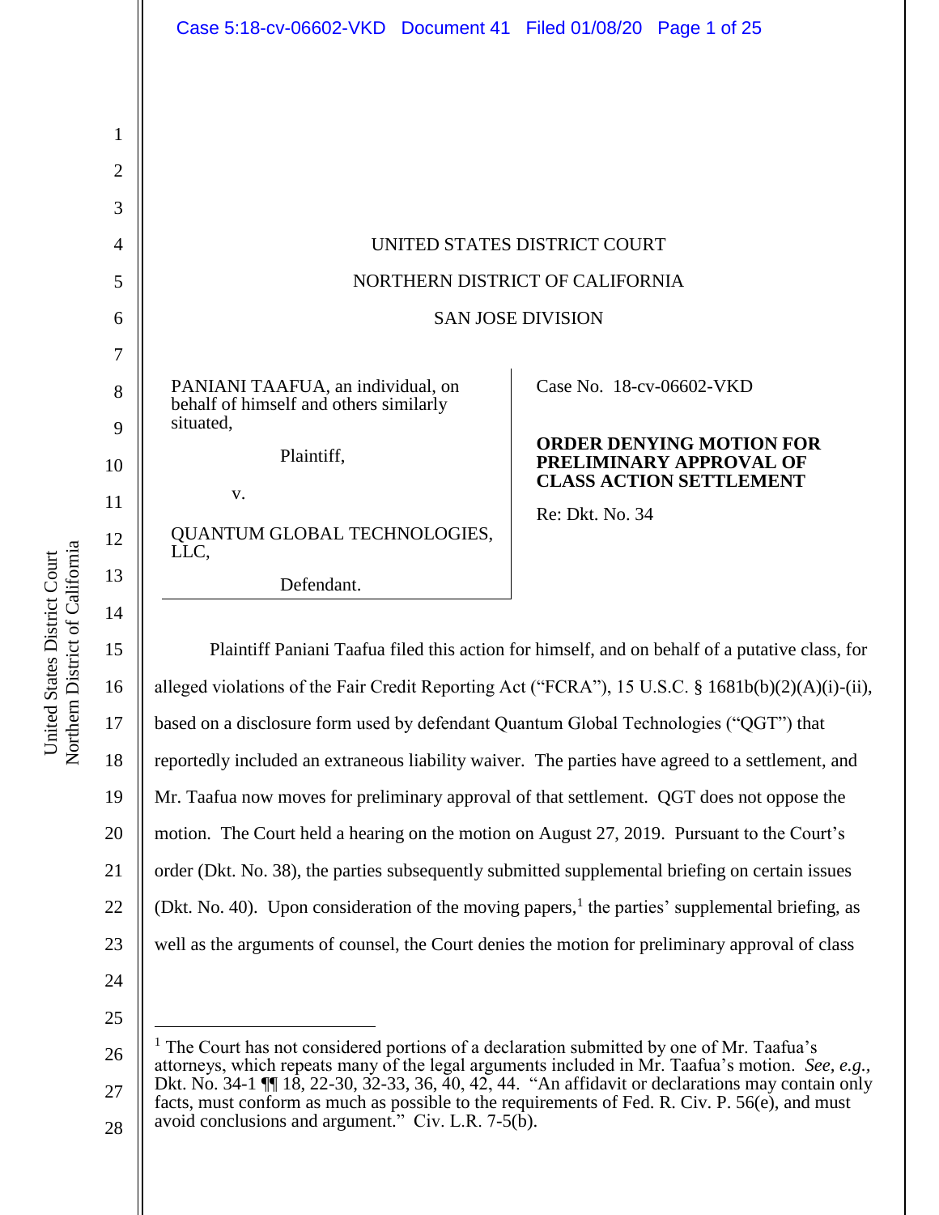UNITED STATES DISTRICT COURT

NORTHERN DISTRICT OF CALIFORNIA

SAN JOSE DIVISION

PANIANI TAAFUA, an individual, on behalf of himself and others similarly situated,

Plaintiff,

v.

QUANTUM GLOBAL TECHNOLOGIES, LLC,

Defendant.

Case No. 18-cv-06602-VKD

**ORDER DENYING MOTION FOR PRELIMINARY APPROVAL OF CLASS ACTION SETTLEMENT**

Re: Dkt. No. 34

Plaintiff Paniani Taafua filed this action for himself, and on behalf of a putative class, for alleged violations of the Fair Credit Reporting Act ("FCRA"), 15 U.S.C. § 1681b(b)(2)(A)(i)-(ii), based on a disclosure form used by defendant Quantum Global Technologies ("QGT") that reportedly included an extraneous liability waiver. The parties have agreed to a settlement, and Mr. Taafua now moves for preliminary approval of that settlement. QGT does not oppose the motion. The Court held a hearing on the motion on August 27, 2019. Pursuant to the Court's order (Dkt. No. 38), the parties subsequently submitted supplemental briefing on certain issues (Dkt. No. 40). Upon consideration of the moving papers,[1] the parties' supplemental briefing, as well as the arguments of counsel, the Court denies the motion for preliminary approval of class

[1] The Court has not considered portions of a declaration submitted by one of Mr. Taafua's attorneys, which repeats many of the legal arguments included in Mr. Taafua's motion. *See, e.g.*, Dkt. No. 34-1 ¶¶ 18, 22-30, 32-33, 36, 40, 42, 44. "An affidavit or declarations may contain only facts, must conform as much as possible to the requirements of Fed. R. Civ. P. 56(e), and must avoid conclusions and argument." Civ. L.R. 7-5(b).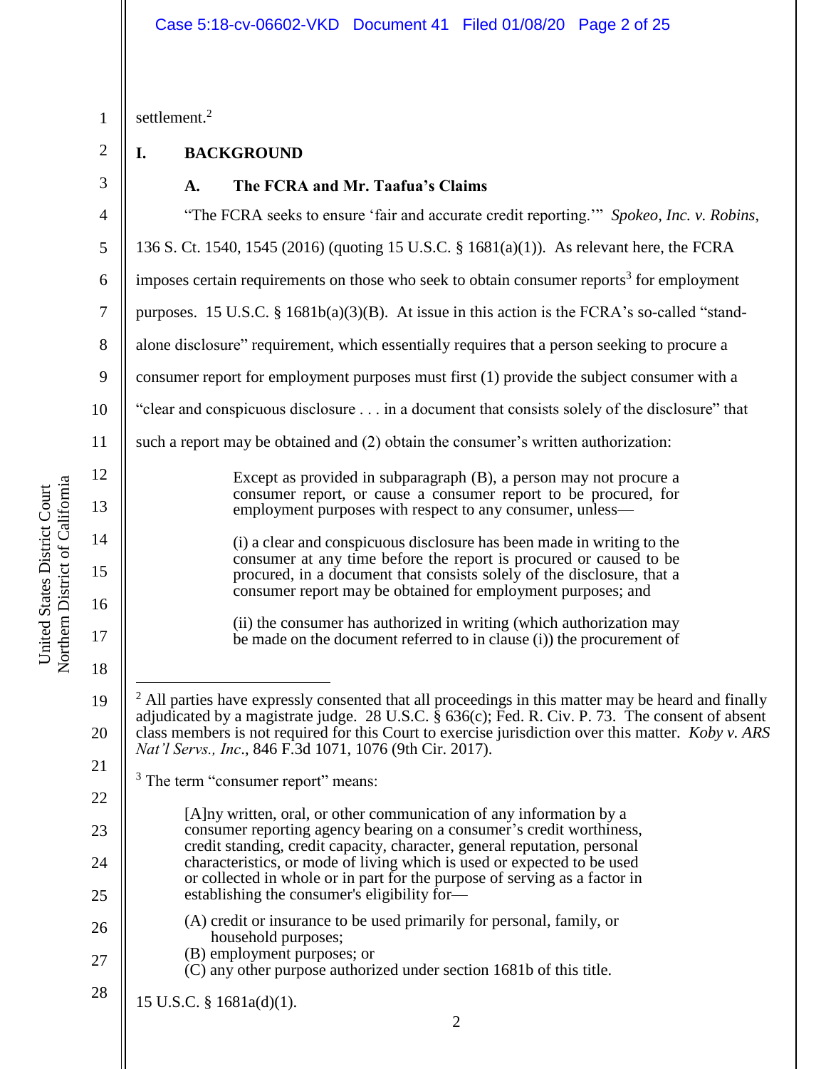settlement.[2]

## I. BACKGROUND

### A. The FCRA and Mr. Taafua's Claims

"The FCRA seeks to ensure 'fair and accurate credit reporting.'" *Spokeo, Inc. v. Robins*, 136 S. Ct. 1540, 1545 (2016) (quoting 15 U.S.C. § 1681(a)(1)). As relevant here, the FCRA imposes certain requirements on those who seek to obtain consumer reports[3] for employment purposes. 15 U.S.C. § 1681b(a)(3)(B). At issue in this action is the FCRA's so-called "stand-alone disclosure" requirement, which essentially requires that a person seeking to procure a consumer report for employment purposes must first (1) provide the subject consumer with a "clear and conspicuous disclosure . . . in a document that consists solely of the disclosure" that such a report may be obtained and (2) obtain the consumer's written authorization:

> Except as provided in subparagraph (B), a person may not procure a consumer report, or cause a consumer report to be procured, for employment purposes with respect to any consumer, unless—
>
> (i) a clear and conspicuous disclosure has been made in writing to the consumer at any time before the report is procured or caused to be procured, in a document that consists solely of the disclosure, that a consumer report may be obtained for employment purposes; and
>
> (ii) the consumer has authorized in writing (which authorization may be made on the document referred to in clause (i)) the procurement of

---

[2] All parties have expressly consented that all proceedings in this matter may be heard and finally adjudicated by a magistrate judge. 28 U.S.C. § 636(c); Fed. R. Civ. P. 73. The consent of absent class members is not required for this Court to exercise jurisdiction over this matter. *Koby v. ARS Nat'l Servs., Inc.*, 846 F.3d 1071, 1076 (9th Cir. 2017).

[3] The term "consumer report" means:

> [A]ny written, oral, or other communication of any information by a consumer reporting agency bearing on a consumer's credit worthiness, credit standing, credit capacity, character, general reputation, personal characteristics, or mode of living which is used or expected to be used or collected in whole or in part for the purpose of serving as a factor in establishing the consumer's eligibility for—
>
> (A) credit or insurance to be used primarily for personal, family, or household purposes;
> (B) employment purposes; or
> (C) any other purpose authorized under section 1681b of this title.

15 U.S.C. § 1681a(d)(1).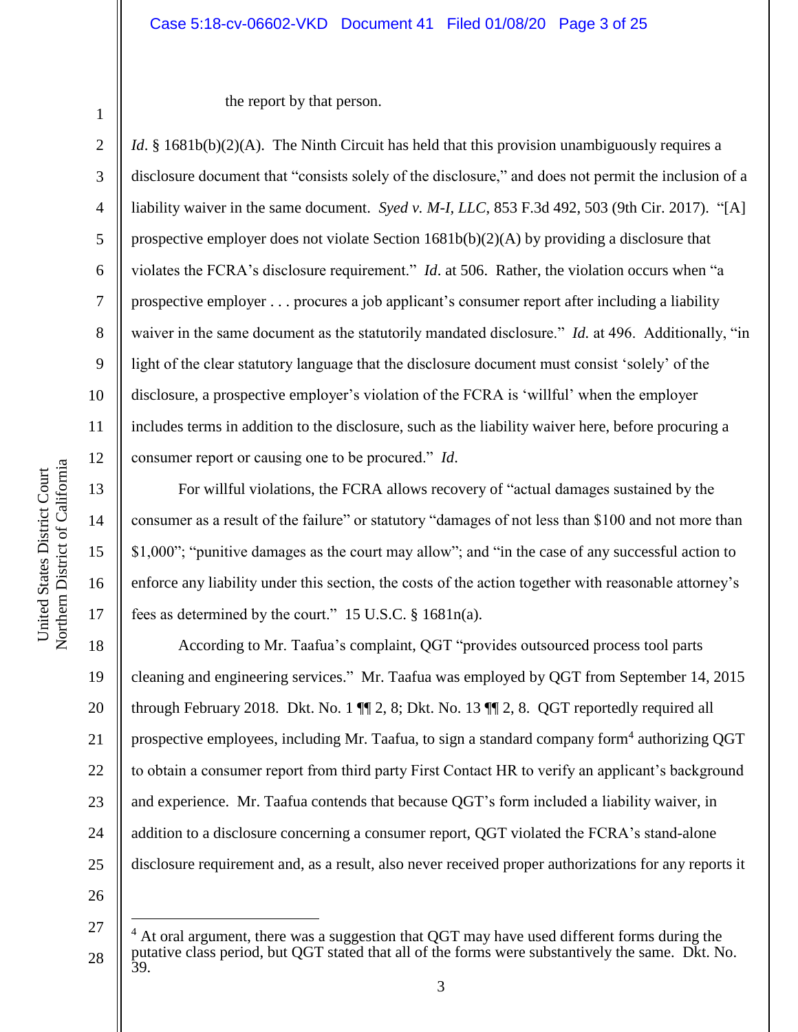the report by that person.

*Id*. § 1681b(b)(2)(A). The Ninth Circuit has held that this provision unambiguously requires a disclosure document that "consists solely of the disclosure," and does not permit the inclusion of a liability waiver in the same document. *Syed v. M-I, LLC*, 853 F.3d 492, 503 (9th Cir. 2017). "[A] prospective employer does not violate Section 1681b(b)(2)(A) by providing a disclosure that violates the FCRA's disclosure requirement." *Id*. at 506. Rather, the violation occurs when "a prospective employer . . . procures a job applicant's consumer report after including a liability waiver in the same document as the statutorily mandated disclosure." *Id.* at 496. Additionally, "in light of the clear statutory language that the disclosure document must consist 'solely' of the disclosure, a prospective employer's violation of the FCRA is 'willful' when the employer includes terms in addition to the disclosure, such as the liability waiver here, before procuring a consumer report or causing one to be procured." *Id*.

For willful violations, the FCRA allows recovery of "actual damages sustained by the consumer as a result of the failure" or statutory "damages of not less than $100 and not more than $1,000"; "punitive damages as the court may allow"; and "in the case of any successful action to enforce any liability under this section, the costs of the action together with reasonable attorney's fees as determined by the court." 15 U.S.C. § 1681n(a).

According to Mr. Taafua's complaint, QGT "provides outsourced process tool parts cleaning and engineering services." Mr. Taafua was employed by QGT from September 14, 2015 through February 2018. Dkt. No. 1 ¶¶ 2, 8; Dkt. No. 13 ¶¶ 2, 8. QGT reportedly required all prospective employees, including Mr. Taafua, to sign a standard company form[4] authorizing QGT to obtain a consumer report from third party First Contact HR to verify an applicant's background and experience. Mr. Taafua contends that because QGT's form included a liability waiver, in addition to a disclosure concerning a consumer report, QGT violated the FCRA's stand-alone disclosure requirement and, as a result, also never received proper authorizations for any reports it

---

[4] At oral argument, there was a suggestion that QGT may have used different forms during the putative class period, but QGT stated that all of the forms were substantively the same. Dkt. No. 39.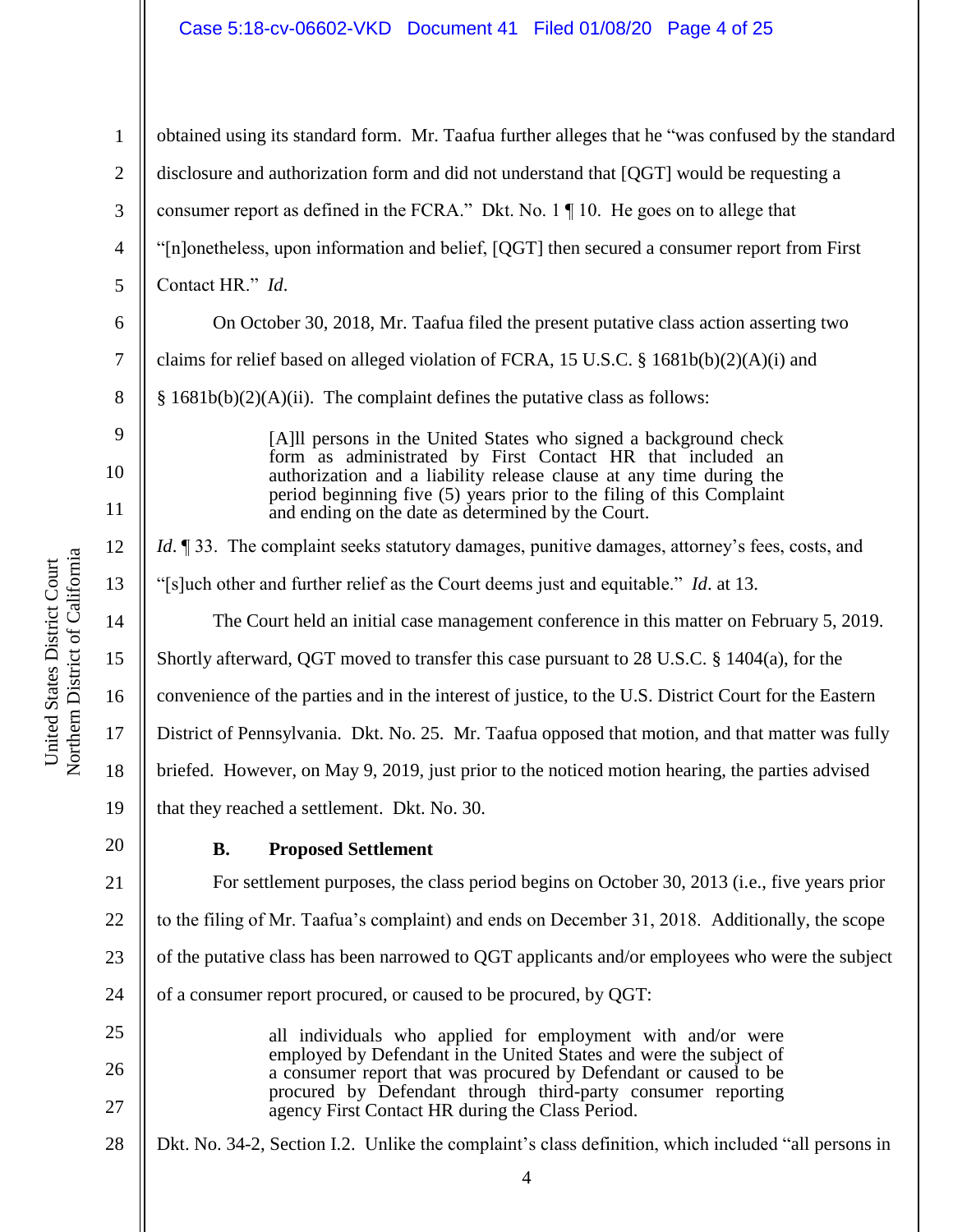obtained using its standard form. Mr. Taafua further alleges that he "was confused by the standard disclosure and authorization form and did not understand that [QGT] would be requesting a consumer report as defined in the FCRA." Dkt. No. 1 ¶ 10. He goes on to allege that "[n]onetheless, upon information and belief, [QGT] then secured a consumer report from First Contact HR." *Id*.

On October 30, 2018, Mr. Taafua filed the present putative class action asserting two claims for relief based on alleged violation of FCRA, 15 U.S.C. § 1681b(b)(2)(A)(i) and § 1681b(b)(2)(A)(ii). The complaint defines the putative class as follows:

> [A]ll persons in the United States who signed a background check form as administrated by First Contact HR that included an authorization and a liability release clause at any time during the period beginning five (5) years prior to the filing of this Complaint and ending on the date as determined by the Court.

*Id*. ¶ 33. The complaint seeks statutory damages, punitive damages, attorney's fees, costs, and "[s]uch other and further relief as the Court deems just and equitable." *Id*. at 13.

The Court held an initial case management conference in this matter on February 5, 2019. Shortly afterward, QGT moved to transfer this case pursuant to 28 U.S.C. § 1404(a), for the convenience of the parties and in the interest of justice, to the U.S. District Court for the Eastern District of Pennsylvania. Dkt. No. 25. Mr. Taafua opposed that motion, and that matter was fully briefed. However, on May 9, 2019, just prior to the noticed motion hearing, the parties advised that they reached a settlement. Dkt. No. 30.

### B. Proposed Settlement

For settlement purposes, the class period begins on October 30, 2013 (i.e., five years prior to the filing of Mr. Taafua's complaint) and ends on December 31, 2018. Additionally, the scope of the putative class has been narrowed to QGT applicants and/or employees who were the subject of a consumer report procured, or caused to be procured, by QGT:

> all individuals who applied for employment with and/or were employed by Defendant in the United States and were the subject of a consumer report that was procured by Defendant or caused to be procured by Defendant through third-party consumer reporting agency First Contact HR during the Class Period.

Dkt. No. 34-2, Section I.2. Unlike the complaint's class definition, which included "all persons in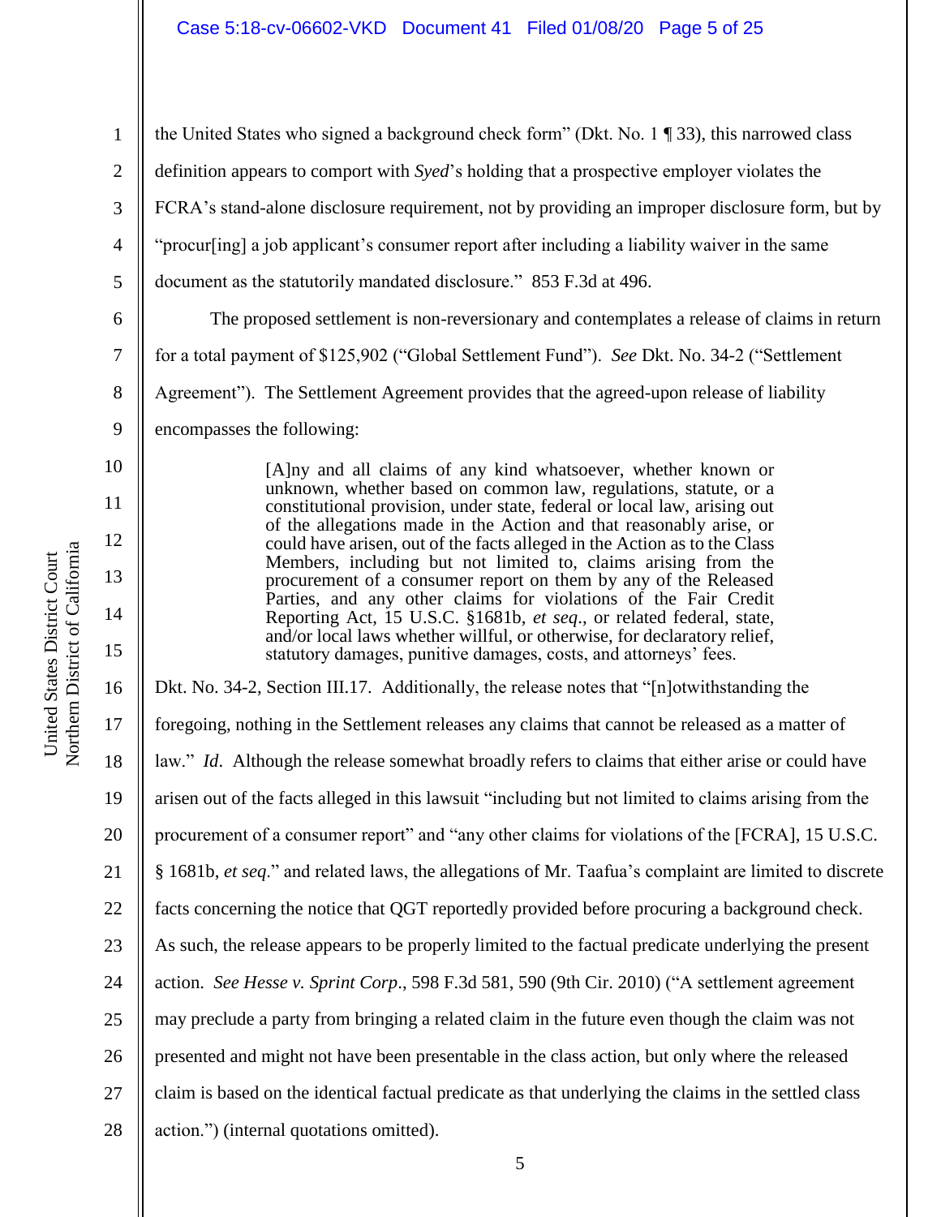the United States who signed a background check form" (Dkt. No. 1 ¶ 33), this narrowed class definition appears to comport with *Syed*'s holding that a prospective employer violates the FCRA's stand-alone disclosure requirement, not by providing an improper disclosure form, but by "procur[ing] a job applicant's consumer report after including a liability waiver in the same document as the statutorily mandated disclosure." 853 F.3d at 496.

The proposed settlement is non-reversionary and contemplates a release of claims in return for a total payment of $125,902 ("Global Settlement Fund"). *See* Dkt. No. 34-2 ("Settlement Agreement"). The Settlement Agreement provides that the agreed-upon release of liability encompasses the following:

> [A]ny and all claims of any kind whatsoever, whether known or unknown, whether based on common law, regulations, statute, or a constitutional provision, under state, federal or local law, arising out of the allegations made in the Action and that reasonably arise, or could have arisen, out of the facts alleged in the Action as to the Class Members, including but not limited to, claims arising from the procurement of a consumer report on them by any of the Released Parties, and any other claims for violations of the Fair Credit Reporting Act, 15 U.S.C. §1681b, *et seq*., or related federal, state, and/or local laws whether willful, or otherwise, for declaratory relief, statutory damages, punitive damages, costs, and attorneys' fees.

Dkt. No. 34-2, Section III.17. Additionally, the release notes that "[n]otwithstanding the foregoing, nothing in the Settlement releases any claims that cannot be released as a matter of law." *Id*. Although the release somewhat broadly refers to claims that either arise or could have arisen out of the facts alleged in this lawsuit "including but not limited to claims arising from the procurement of a consumer report" and "any other claims for violations of the [FCRA], 15 U.S.C. § 1681b, *et seq*." and related laws, the allegations of Mr. Taafua's complaint are limited to discrete facts concerning the notice that QGT reportedly provided before procuring a background check. As such, the release appears to be properly limited to the factual predicate underlying the present action. *See Hesse v. Sprint Corp*., 598 F.3d 581, 590 (9th Cir. 2010) ("A settlement agreement may preclude a party from bringing a related claim in the future even though the claim was not presented and might not have been presentable in the class action, but only where the released claim is based on the identical factual predicate as that underlying the claims in the settled class action.") (internal quotations omitted).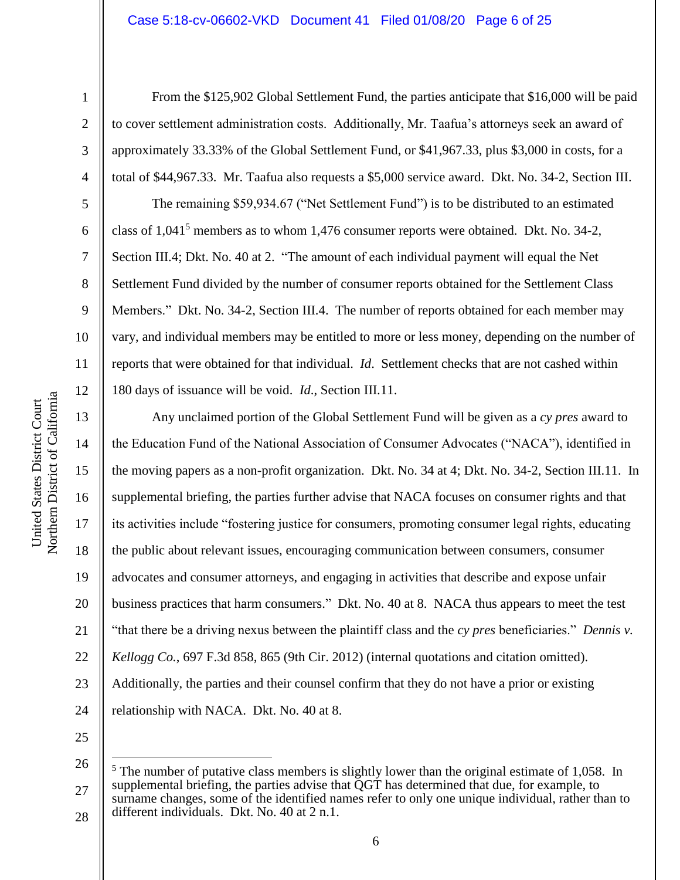From the $125,902 Global Settlement Fund, the parties anticipate that $16,000 will be paid to cover settlement administration costs. Additionally, Mr. Taafua's attorneys seek an award of approximately 33.33% of the Global Settlement Fund, or $41,967.33, plus $3,000 in costs, for a total of $44,967.33. Mr. Taafua also requests a $5,000 service award. Dkt. No. 34-2, Section III.

The remaining $59,934.67 ("Net Settlement Fund") is to be distributed to an estimated class of 1,041[5] members as to whom 1,476 consumer reports were obtained. Dkt. No. 34-2, Section III.4; Dkt. No. 40 at 2. "The amount of each individual payment will equal the Net Settlement Fund divided by the number of consumer reports obtained for the Settlement Class Members." Dkt. No. 34-2, Section III.4. The number of reports obtained for each member may vary, and individual members may be entitled to more or less money, depending on the number of reports that were obtained for that individual. *Id*. Settlement checks that are not cashed within 180 days of issuance will be void. *Id*., Section III.11.

Any unclaimed portion of the Global Settlement Fund will be given as a *cy pres* award to the Education Fund of the National Association of Consumer Advocates ("NACA"), identified in the moving papers as a non-profit organization. Dkt. No. 34 at 4; Dkt. No. 34-2, Section III.11. In supplemental briefing, the parties further advise that NACA focuses on consumer rights and that its activities include "fostering justice for consumers, promoting consumer legal rights, educating the public about relevant issues, encouraging communication between consumers, consumer advocates and consumer attorneys, and engaging in activities that describe and expose unfair business practices that harm consumers." Dkt. No. 40 at 8. NACA thus appears to meet the test "that there be a driving nexus between the plaintiff class and the *cy pres* beneficiaries." *Dennis v. Kellogg Co.*, 697 F.3d 858, 865 (9th Cir. 2012) (internal quotations and citation omitted). Additionally, the parties and their counsel confirm that they do not have a prior or existing relationship with NACA. Dkt. No. 40 at 8.

---

[5] The number of putative class members is slightly lower than the original estimate of 1,058. In supplemental briefing, the parties advise that QGT has determined that due, for example, to surname changes, some of the identified names refer to only one unique individual, rather than to different individuals. Dkt. No. 40 at 2 n.1.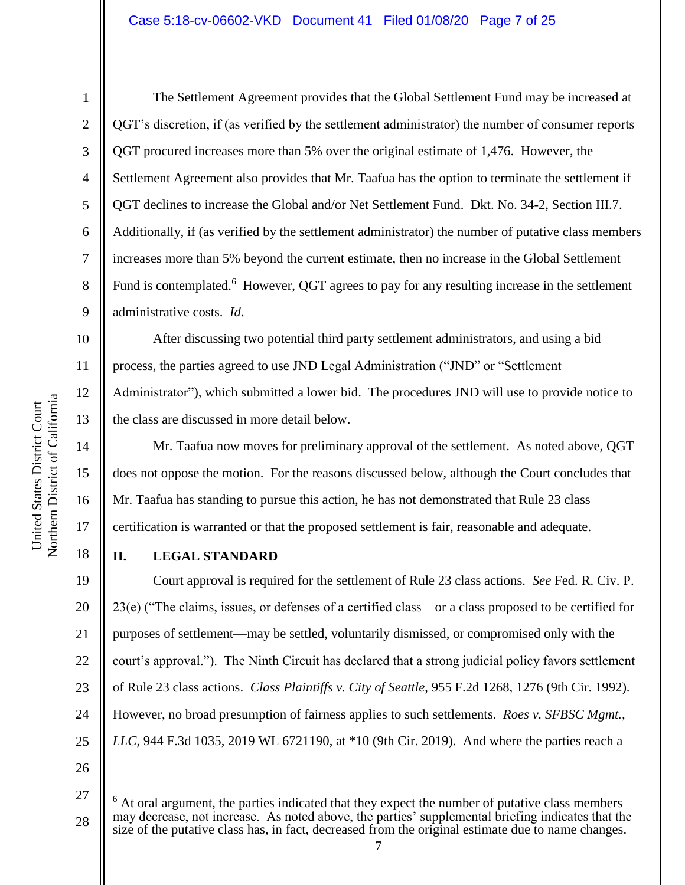The Settlement Agreement provides that the Global Settlement Fund may be increased at QGT's discretion, if (as verified by the settlement administrator) the number of consumer reports QGT procured increases more than 5% over the original estimate of 1,476. However, the Settlement Agreement also provides that Mr. Taafua has the option to terminate the settlement if QGT declines to increase the Global and/or Net Settlement Fund. Dkt. No. 34-2, Section III.7. Additionally, if (as verified by the settlement administrator) the number of putative class members increases more than 5% beyond the current estimate, then no increase in the Global Settlement Fund is contemplated.[6] However, QGT agrees to pay for any resulting increase in the settlement administrative costs. *Id*.

After discussing two potential third party settlement administrators, and using a bid process, the parties agreed to use JND Legal Administration ("JND" or "Settlement Administrator"), which submitted a lower bid. The procedures JND will use to provide notice to the class are discussed in more detail below.

Mr. Taafua now moves for preliminary approval of the settlement. As noted above, QGT does not oppose the motion. For the reasons discussed below, although the Court concludes that Mr. Taafua has standing to pursue this action, he has not demonstrated that Rule 23 class certification is warranted or that the proposed settlement is fair, reasonable and adequate.

## II. LEGAL STANDARD

Court approval is required for the settlement of Rule 23 class actions. *See* Fed. R. Civ. P. 23(e) ("The claims, issues, or defenses of a certified class—or a class proposed to be certified for purposes of settlement—may be settled, voluntarily dismissed, or compromised only with the court's approval."). The Ninth Circuit has declared that a strong judicial policy favors settlement of Rule 23 class actions. *Class Plaintiffs v. City of Seattle*, 955 F.2d 1268, 1276 (9th Cir. 1992). However, no broad presumption of fairness applies to such settlements. *Roes v. SFBSC Mgmt., LLC*, 944 F.3d 1035, 2019 WL 6721190, at *10 (9th Cir. 2019). And where the parties reach a

---

[6] At oral argument, the parties indicated that they expect the number of putative class members may decrease, not increase. As noted above, the parties' supplemental briefing indicates that the size of the putative class has, in fact, decreased from the original estimate due to name changes.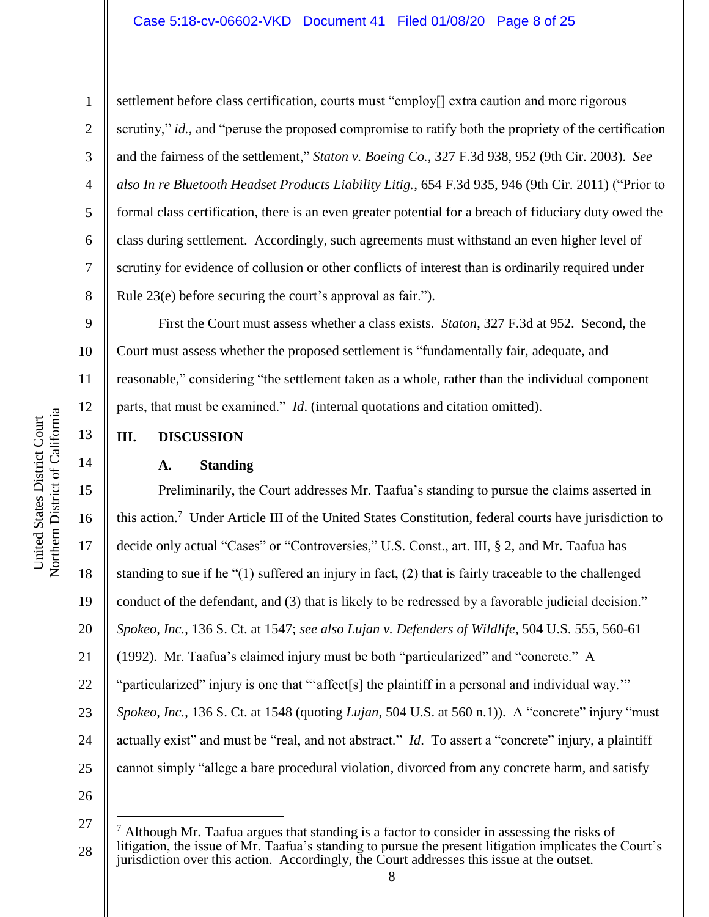settlement before class certification, courts must "employ[] extra caution and more rigorous scrutiny," *id.*, and "peruse the proposed compromise to ratify both the propriety of the certification and the fairness of the settlement," *Staton v. Boeing Co.*, 327 F.3d 938, 952 (9th Cir. 2003). *See also In re Bluetooth Headset Products Liability Litig.*, 654 F.3d 935, 946 (9th Cir. 2011) ("Prior to formal class certification, there is an even greater potential for a breach of fiduciary duty owed the class during settlement. Accordingly, such agreements must withstand an even higher level of scrutiny for evidence of collusion or other conflicts of interest than is ordinarily required under Rule 23(e) before securing the court's approval as fair.").

First the Court must assess whether a class exists. *Staton*, 327 F.3d at 952. Second, the Court must assess whether the proposed settlement is "fundamentally fair, adequate, and reasonable," considering "the settlement taken as a whole, rather than the individual component parts, that must be examined." *Id*. (internal quotations and citation omitted).

## III. DISCUSSION

### A. Standing

Preliminarily, the Court addresses Mr. Taafua's standing to pursue the claims asserted in this action.[7] Under Article III of the United States Constitution, federal courts have jurisdiction to decide only actual "Cases" or "Controversies," U.S. Const., art. III, § 2, and Mr. Taafua has standing to sue if he "(1) suffered an injury in fact, (2) that is fairly traceable to the challenged conduct of the defendant, and (3) that is likely to be redressed by a favorable judicial decision." *Spokeo, Inc.*, 136 S. Ct. at 1547; *see also Lujan v. Defenders of Wildlife*, 504 U.S. 555, 560-61 (1992). Mr. Taafua's claimed injury must be both "particularized" and "concrete." A "particularized" injury is one that "'affect[s] the plaintiff in a personal and individual way.'" *Spokeo, Inc.*, 136 S. Ct. at 1548 (quoting *Lujan*, 504 U.S. at 560 n.1)). A "concrete" injury "must actually exist" and must be "real, and not abstract." *Id*. To assert a "concrete" injury, a plaintiff cannot simply "allege a bare procedural violation, divorced from any concrete harm, and satisfy

---

[7] Although Mr. Taafua argues that standing is a factor to consider in assessing the risks of litigation, the issue of Mr. Taafua's standing to pursue the present litigation implicates the Court's jurisdiction over this action. Accordingly, the Court addresses this issue at the outset.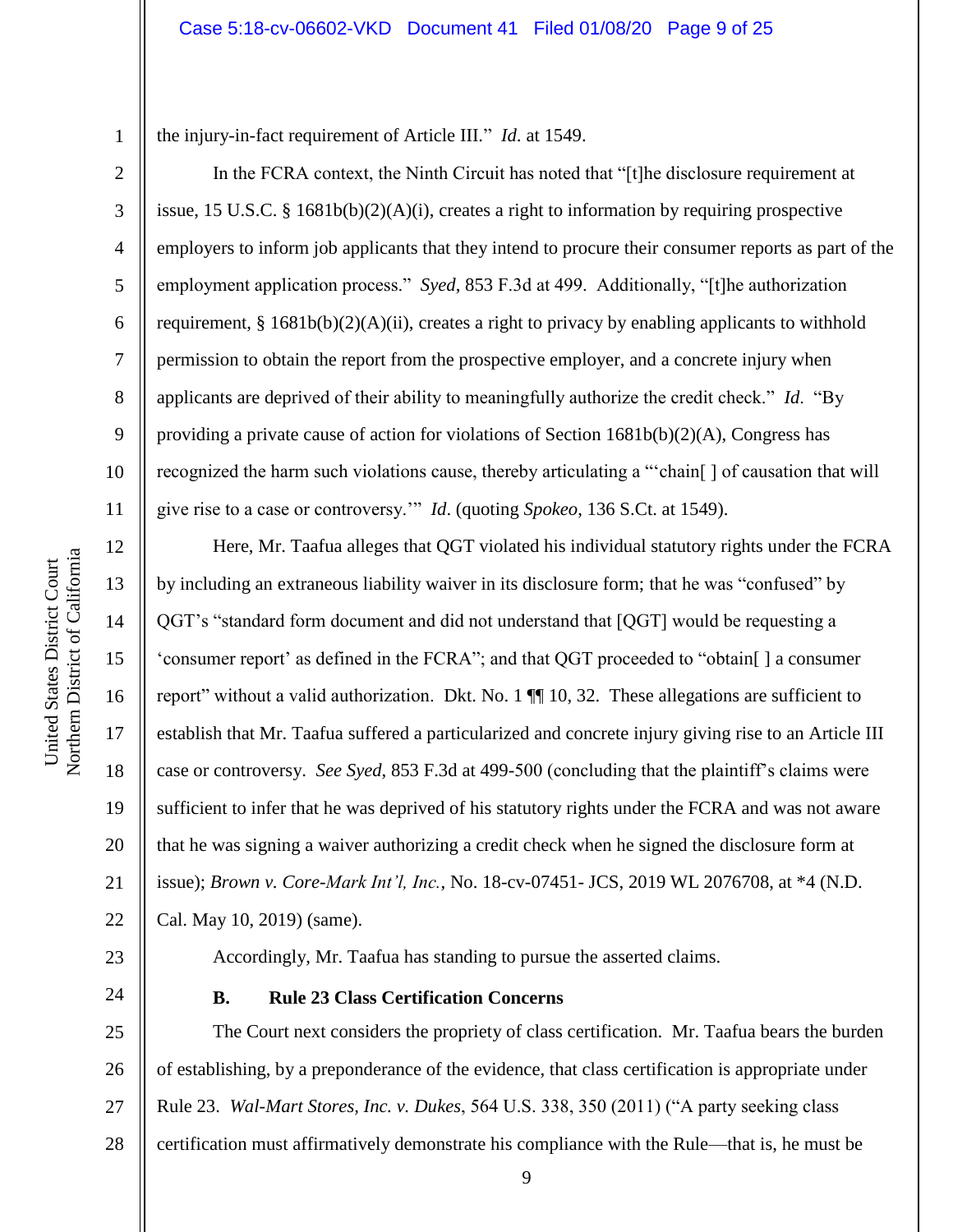the injury-in-fact requirement of Article III." *Id*. at 1549.

In the FCRA context, the Ninth Circuit has noted that "[t]he disclosure requirement at issue, 15 U.S.C. § 1681b(b)(2)(A)(i), creates a right to information by requiring prospective employers to inform job applicants that they intend to procure their consumer reports as part of the employment application process." *Syed*, 853 F.3d at 499. Additionally, "[t]he authorization requirement, § 1681b(b)(2)(A)(ii), creates a right to privacy by enabling applicants to withhold permission to obtain the report from the prospective employer, and a concrete injury when applicants are deprived of their ability to meaningfully authorize the credit check." *Id*. "By providing a private cause of action for violations of Section 1681b(b)(2)(A), Congress has recognized the harm such violations cause, thereby articulating a "'chain[ ] of causation that will give rise to a case or controversy.'" *Id*. (quoting *Spokeo*, 136 S.Ct. at 1549).

Here, Mr. Taafua alleges that QGT violated his individual statutory rights under the FCRA by including an extraneous liability waiver in its disclosure form; that he was "confused" by QGT's "standard form document and did not understand that [QGT] would be requesting a 'consumer report' as defined in the FCRA"; and that QGT proceeded to "obtain[ ] a consumer report" without a valid authorization. Dkt. No. 1 ¶¶ 10, 32. These allegations are sufficient to establish that Mr. Taafua suffered a particularized and concrete injury giving rise to an Article III case or controversy. *See Syed*, 853 F.3d at 499-500 (concluding that the plaintiff's claims were sufficient to infer that he was deprived of his statutory rights under the FCRA and was not aware that he was signing a waiver authorizing a credit check when he signed the disclosure form at issue); *Brown v. Core-Mark Int'l, Inc.*, No. 18-cv-07451- JCS, 2019 WL 2076708, at *4 (N.D. Cal. May 10, 2019) (same).

Accordingly, Mr. Taafua has standing to pursue the asserted claims.

### B. Rule 23 Class Certification Concerns

The Court next considers the propriety of class certification. Mr. Taafua bears the burden of establishing, by a preponderance of the evidence, that class certification is appropriate under Rule 23. *Wal-Mart Stores, Inc. v. Dukes*, 564 U.S. 338, 350 (2011) ("A party seeking class certification must affirmatively demonstrate his compliance with the Rule—that is, he must be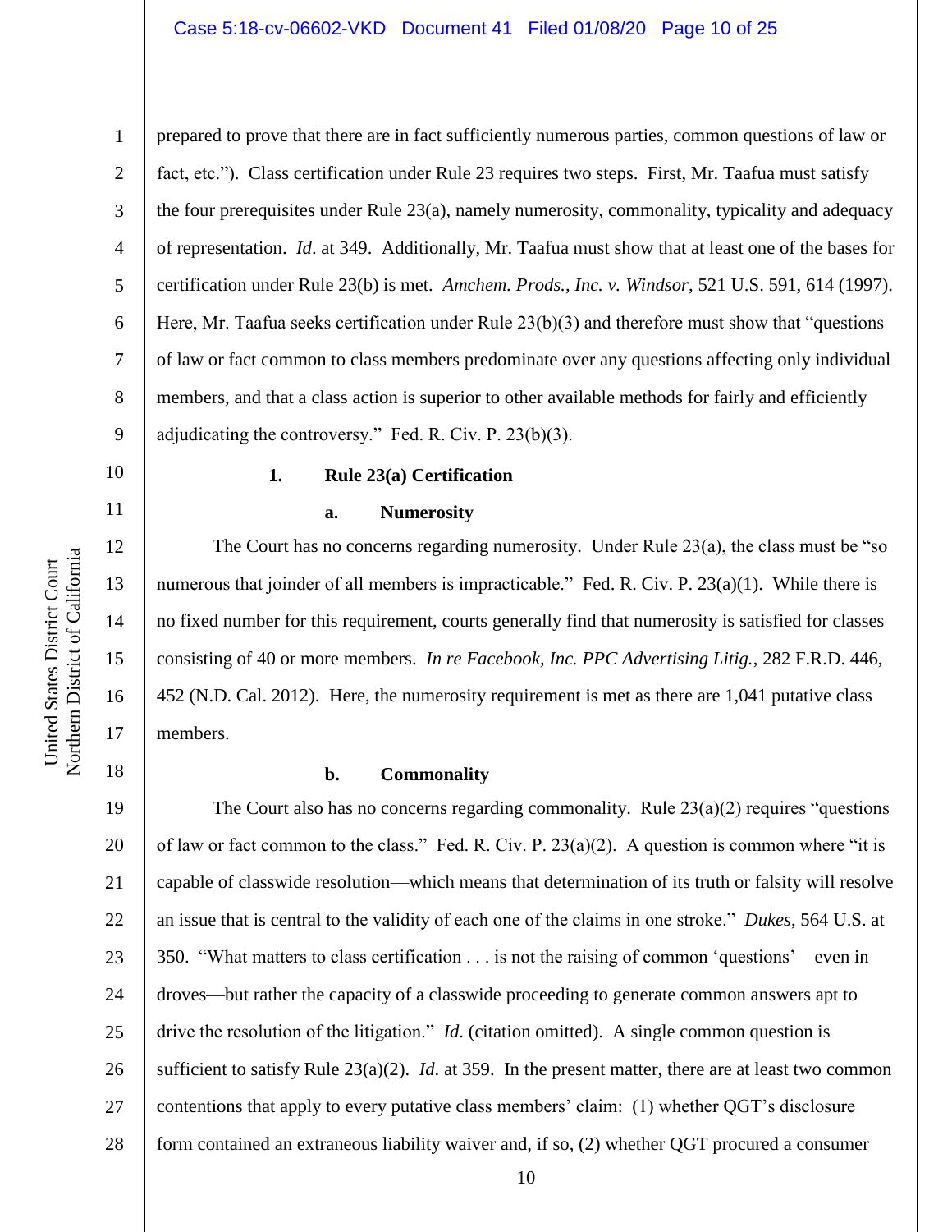prepared to prove that there are in fact sufficiently numerous parties, common questions of law or fact, etc."). Class certification under Rule 23 requires two steps. First, Mr. Taafua must satisfy the four prerequisites under Rule 23(a), namely numerosity, commonality, typicality and adequacy of representation. *Id*. at 349. Additionally, Mr. Taafua must show that at least one of the bases for certification under Rule 23(b) is met. *Amchem. Prods., Inc. v. Windsor*, 521 U.S. 591, 614 (1997). Here, Mr. Taafua seeks certification under Rule 23(b)(3) and therefore must show that "questions of law or fact common to class members predominate over any questions affecting only individual members, and that a class action is superior to other available methods for fairly and efficiently adjudicating the controversy." Fed. R. Civ. P. 23(b)(3).

### 1. Rule 23(a) Certification

#### a. Numerosity

The Court has no concerns regarding numerosity. Under Rule 23(a), the class must be "so numerous that joinder of all members is impracticable." Fed. R. Civ. P. 23(a)(1). While there is no fixed number for this requirement, courts generally find that numerosity is satisfied for classes consisting of 40 or more members. *In re Facebook, Inc. PPC Advertising Litig.*, 282 F.R.D. 446, 452 (N.D. Cal. 2012). Here, the numerosity requirement is met as there are 1,041 putative class members.

#### b. Commonality

The Court also has no concerns regarding commonality. Rule 23(a)(2) requires "questions of law or fact common to the class." Fed. R. Civ. P. 23(a)(2). A question is common where "it is capable of classwide resolution—which means that determination of its truth or falsity will resolve an issue that is central to the validity of each one of the claims in one stroke." *Dukes*, 564 U.S. at 350. "What matters to class certification . . . is not the raising of common 'questions'—even in droves—but rather the capacity of a classwide proceeding to generate common answers apt to drive the resolution of the litigation." *Id.* (citation omitted). A single common question is sufficient to satisfy Rule 23(a)(2). *Id.* at 359. In the present matter, there are at least two common contentions that apply to every putative class members' claim: (1) whether QGT's disclosure form contained an extraneous liability waiver and, if so, (2) whether QGT procured a consumer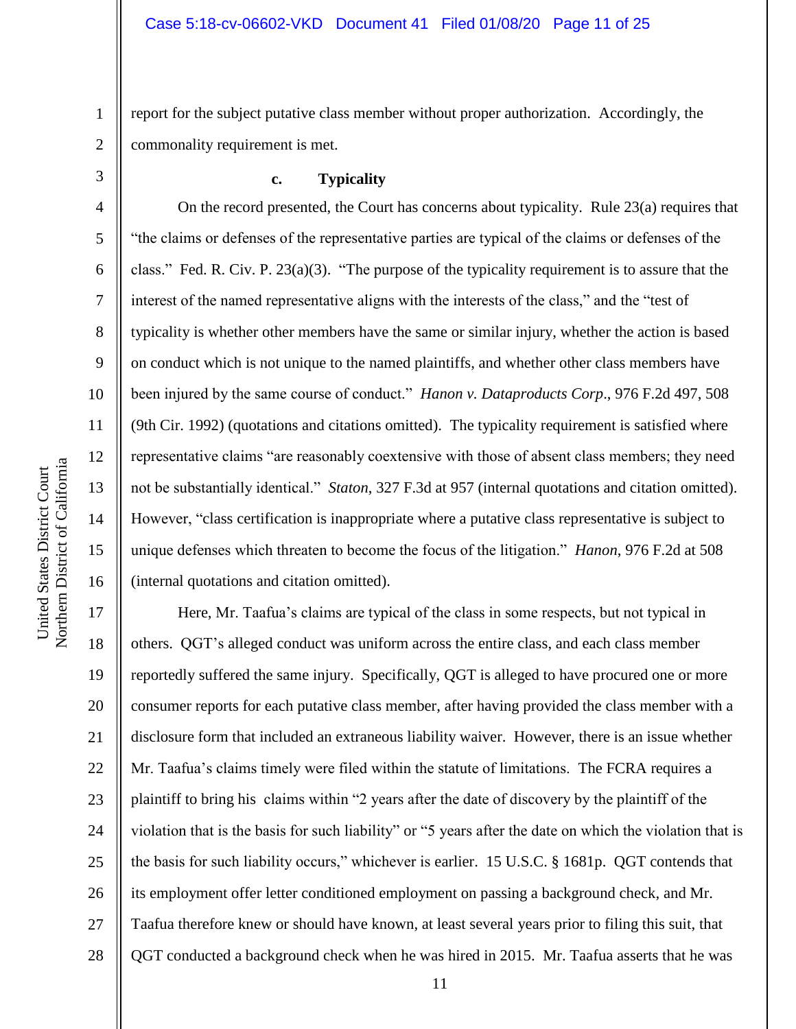report for the subject putative class member without proper authorization. Accordingly, the commonality requirement is met.

**c. Typicality**

On the record presented, the Court has concerns about typicality. Rule 23(a) requires that "the claims or defenses of the representative parties are typical of the claims or defenses of the class." Fed. R. Civ. P. 23(a)(3). "The purpose of the typicality requirement is to assure that the interest of the named representative aligns with the interests of the class," and the "test of typicality is whether other members have the same or similar injury, whether the action is based on conduct which is not unique to the named plaintiffs, and whether other class members have been injured by the same course of conduct." *Hanon v. Dataproducts Corp*., 976 F.2d 497, 508 (9th Cir. 1992) (quotations and citations omitted). The typicality requirement is satisfied where representative claims "are reasonably coextensive with those of absent class members; they need not be substantially identical." *Staton*, 327 F.3d at 957 (internal quotations and citation omitted). However, "class certification is inappropriate where a putative class representative is subject to unique defenses which threaten to become the focus of the litigation." *Hanon*, 976 F.2d at 508 (internal quotations and citation omitted).

Here, Mr. Taafua's claims are typical of the class in some respects, but not typical in others. QGT's alleged conduct was uniform across the entire class, and each class member reportedly suffered the same injury. Specifically, QGT is alleged to have procured one or more consumer reports for each putative class member, after having provided the class member with a disclosure form that included an extraneous liability waiver. However, there is an issue whether Mr. Taafua's claims timely were filed within the statute of limitations. The FCRA requires a plaintiff to bring his claims within "2 years after the date of discovery by the plaintiff of the violation that is the basis for such liability" or "5 years after the date on which the violation that is the basis for such liability occurs," whichever is earlier. 15 U.S.C. § 1681p. QGT contends that its employment offer letter conditioned employment on passing a background check, and Mr. Taafua therefore knew or should have known, at least several years prior to filing this suit, that QGT conducted a background check when he was hired in 2015. Mr. Taafua asserts that he was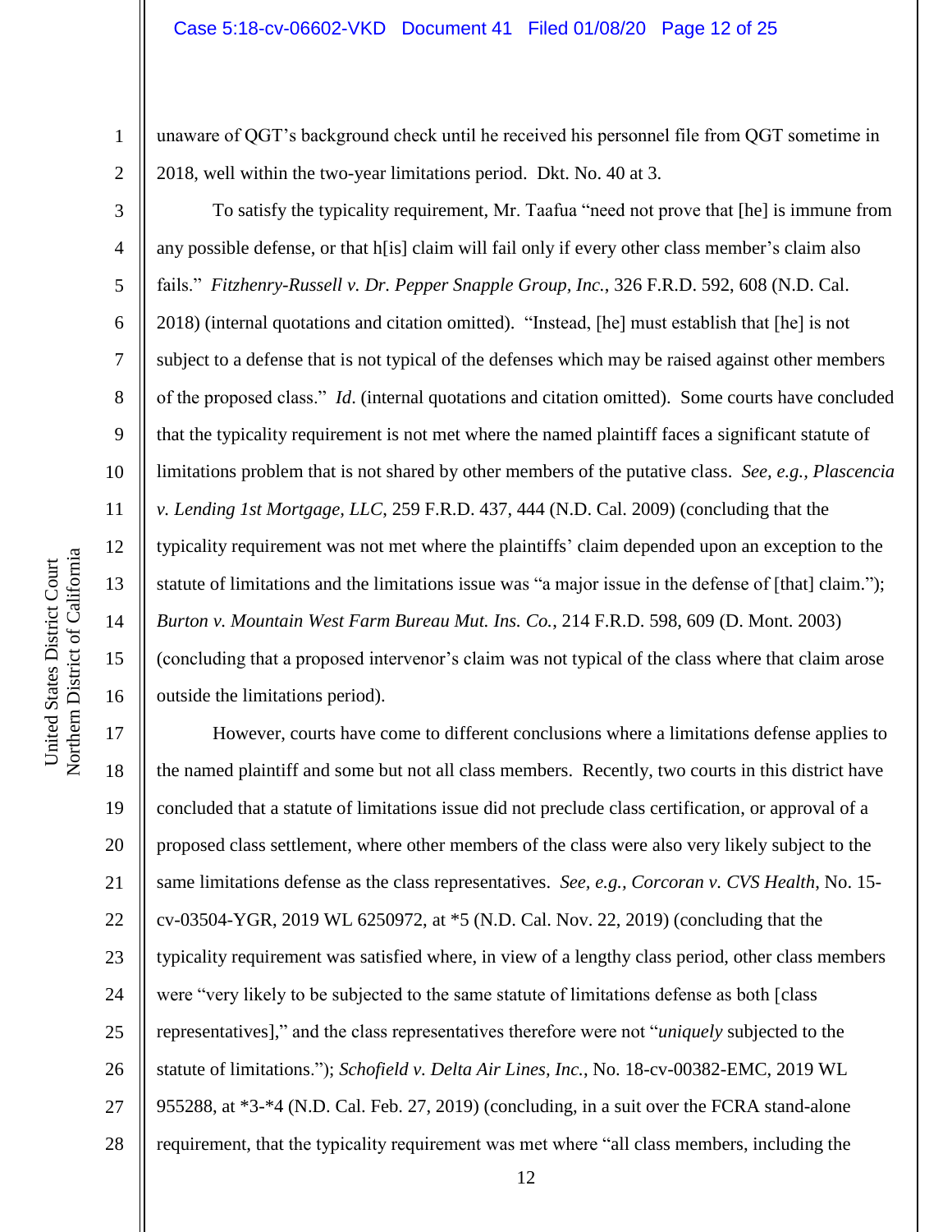unaware of QGT's background check until he received his personnel file from QGT sometime in 2018, well within the two-year limitations period. Dkt. No. 40 at 3.

To satisfy the typicality requirement, Mr. Taafua "need not prove that [he] is immune from any possible defense, or that h[is] claim will fail only if every other class member's claim also fails." *Fitzhenry-Russell v. Dr. Pepper Snapple Group, Inc.*, 326 F.R.D. 592, 608 (N.D. Cal. 2018) (internal quotations and citation omitted). "Instead, [he] must establish that [he] is not subject to a defense that is not typical of the defenses which may be raised against other members of the proposed class." *Id*. (internal quotations and citation omitted). Some courts have concluded that the typicality requirement is not met where the named plaintiff faces a significant statute of limitations problem that is not shared by other members of the putative class. *See, e.g.*, *Plascencia v. Lending 1st Mortgage, LLC*, 259 F.R.D. 437, 444 (N.D. Cal. 2009) (concluding that the typicality requirement was not met where the plaintiffs' claim depended upon an exception to the statute of limitations and the limitations issue was "a major issue in the defense of [that] claim."); *Burton v. Mountain West Farm Bureau Mut. Ins. Co.*, 214 F.R.D. 598, 609 (D. Mont. 2003) (concluding that a proposed intervenor's claim was not typical of the class where that claim arose outside the limitations period).

However, courts have come to different conclusions where a limitations defense applies to the named plaintiff and some but not all class members. Recently, two courts in this district have concluded that a statute of limitations issue did not preclude class certification, or approval of a proposed class settlement, where other members of the class were also very likely subject to the same limitations defense as the class representatives. *See, e.g.*, *Corcoran v. CVS Health*, No. 15-cv-03504-YGR, 2019 WL 6250972, at *5 (N.D. Cal. Nov. 22, 2019) (concluding that the typicality requirement was satisfied where, in view of a lengthy class period, other class members were "very likely to be subjected to the same statute of limitations defense as both [class representatives]," and the class representatives therefore were not "*uniquely* subjected to the statute of limitations."); *Schofield v. Delta Air Lines, Inc.*, No. 18-cv-00382-EMC, 2019 WL 955288, at *3-*4 (N.D. Cal. Feb. 27, 2019) (concluding, in a suit over the FCRA stand-alone requirement, that the typicality requirement was met where "all class members, including the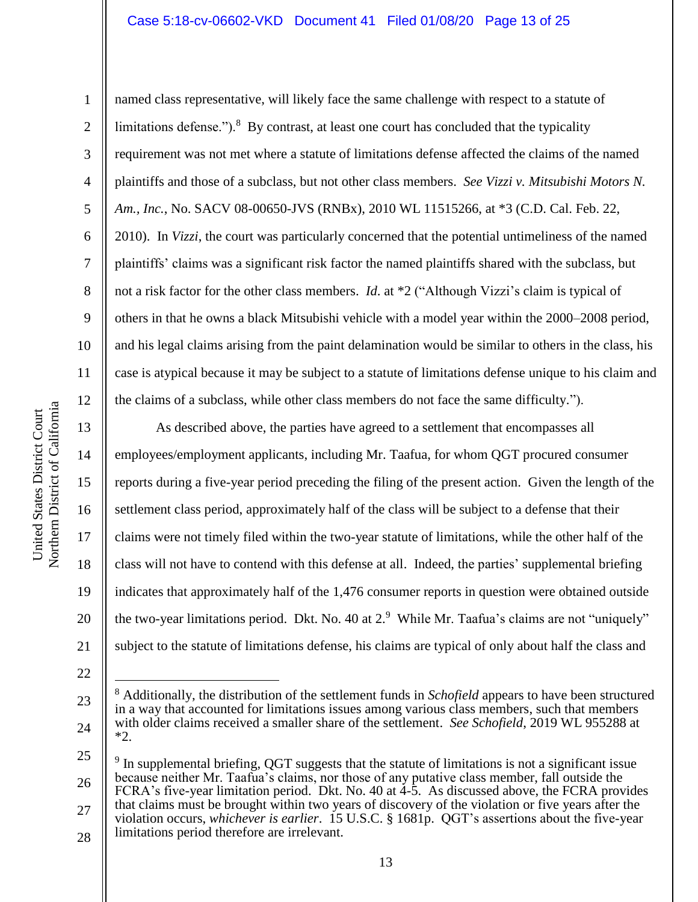named class representative, will likely face the same challenge with respect to a statute of limitations defense.").[8] By contrast, at least one court has concluded that the typicality requirement was not met where a statute of limitations defense affected the claims of the named plaintiffs and those of a subclass, but not other class members. *See Vizzi v. Mitsubishi Motors N. Am., Inc.*, No. SACV 08-00650-JVS (RNBx), 2010 WL 11515266, at *3 (C.D. Cal. Feb. 22, 2010). In *Vizzi*, the court was particularly concerned that the potential untimeliness of the named plaintiffs' claims was a significant risk factor the named plaintiffs shared with the subclass, but not a risk factor for the other class members. *Id.* at *2 ("Although Vizzi's claim is typical of others in that he owns a black Mitsubishi vehicle with a model year within the 2000–2008 period, and his legal claims arising from the paint delamination would be similar to others in the class, his case is atypical because it may be subject to a statute of limitations defense unique to his claim and the claims of a subclass, while other class members do not face the same difficulty.").

As described above, the parties have agreed to a settlement that encompasses all employees/employment applicants, including Mr. Taafua, for whom QGT procured consumer reports during a five-year period preceding the filing of the present action. Given the length of the settlement class period, approximately half of the class will be subject to a defense that their claims were not timely filed within the two-year statute of limitations, while the other half of the class will not have to contend with this defense at all. Indeed, the parties' supplemental briefing indicates that approximately half of the 1,476 consumer reports in question were obtained outside the two-year limitations period. Dkt. No. 40 at 2.[9] While Mr. Taafua's claims are not "uniquely" subject to the statute of limitations defense, his claims are typical of only about half the class and

---

[8] Additionally, the distribution of the settlement funds in *Schofield* appears to have been structured in a way that accounted for limitations issues among various class members, such that members with older claims received a smaller share of the settlement. *See Schofield*, 2019 WL 955288 at *2.

[9] In supplemental briefing, QGT suggests that the statute of limitations is not a significant issue because neither Mr. Taafua's claims, nor those of any putative class member, fall outside the FCRA's five-year limitation period. Dkt. No. 40 at 4-5. As discussed above, the FCRA provides that claims must be brought within two years of discovery of the violation or five years after the violation occurs, *whichever is earlier*. 15 U.S.C. § 1681p. QGT's assertions about the five-year limitations period therefore are irrelevant.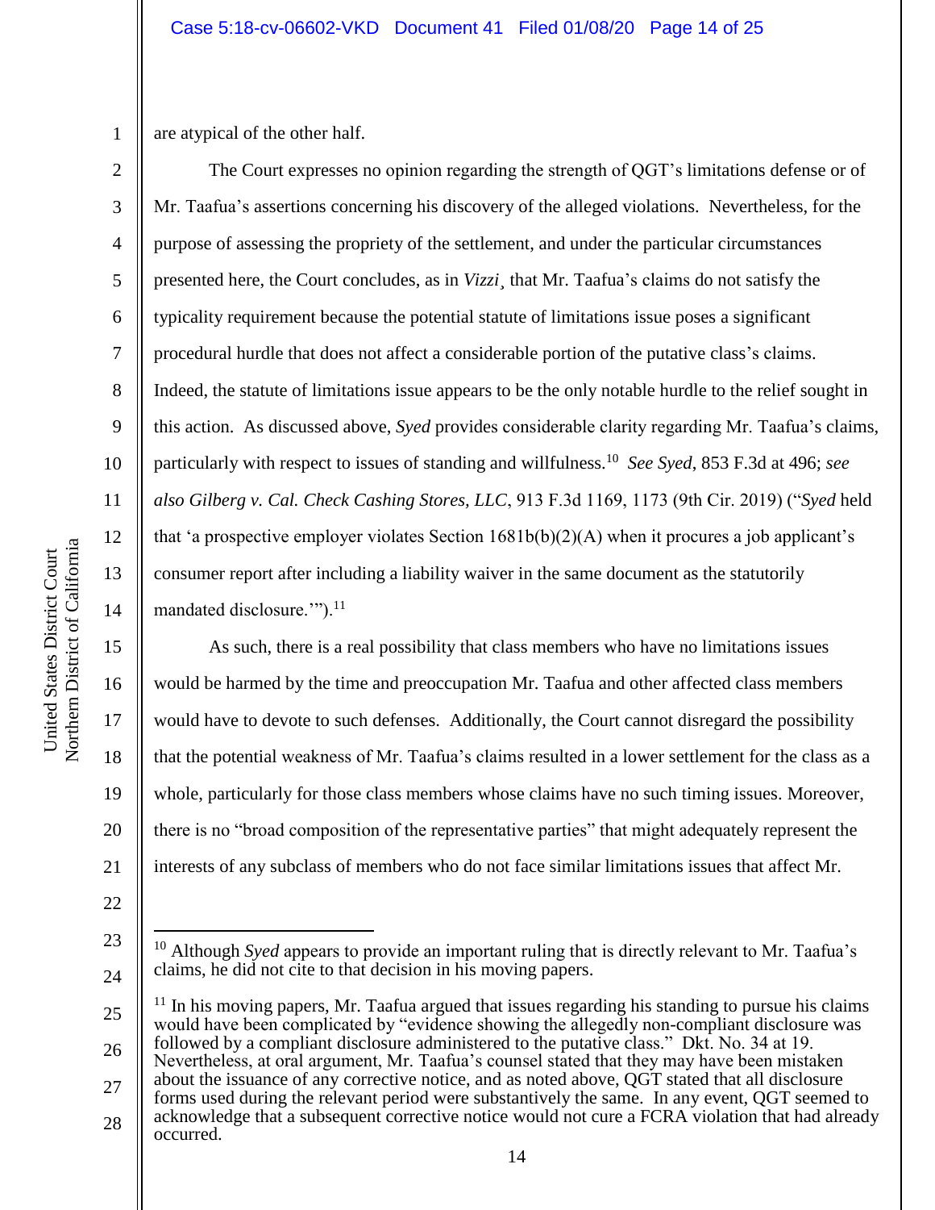are atypical of the other half.

The Court expresses no opinion regarding the strength of QGT's limitations defense or of Mr. Taafua's assertions concerning his discovery of the alleged violations. Nevertheless, for the purpose of assessing the propriety of the settlement, and under the particular circumstances presented here, the Court concludes, as in *Vizzi*¸ that Mr. Taafua's claims do not satisfy the typicality requirement because the potential statute of limitations issue poses a significant procedural hurdle that does not affect a considerable portion of the putative class's claims. Indeed, the statute of limitations issue appears to be the only notable hurdle to the relief sought in this action. As discussed above, *Syed* provides considerable clarity regarding Mr. Taafua's claims, particularly with respect to issues of standing and willfulness.[10] *See Syed*, 853 F.3d at 496; *see also Gilberg v. Cal. Check Cashing Stores, LLC*, 913 F.3d 1169, 1173 (9th Cir. 2019) ("*Syed* held that 'a prospective employer violates Section 1681b(b)(2)(A) when it procures a job applicant's consumer report after including a liability waiver in the same document as the statutorily mandated disclosure.'").[11]

As such, there is a real possibility that class members who have no limitations issues would be harmed by the time and preoccupation Mr. Taafua and other affected class members would have to devote to such defenses. Additionally, the Court cannot disregard the possibility that the potential weakness of Mr. Taafua's claims resulted in a lower settlement for the class as a whole, particularly for those class members whose claims have no such timing issues. Moreover, there is no "broad composition of the representative parties" that might adequately represent the interests of any subclass of members who do not face similar limitations issues that affect Mr.

---

[10] Although *Syed* appears to provide an important ruling that is directly relevant to Mr. Taafua's claims, he did not cite to that decision in his moving papers.

[11] In his moving papers, Mr. Taafua argued that issues regarding his standing to pursue his claims would have been complicated by "evidence showing the allegedly non-compliant disclosure was followed by a compliant disclosure administered to the putative class." Dkt. No. 34 at 19. Nevertheless, at oral argument, Mr. Taafua's counsel stated that they may have been mistaken about the issuance of any corrective notice, and as noted above, QGT stated that all disclosure forms used during the relevant period were substantively the same. In any event, QGT seemed to acknowledge that a subsequent corrective notice would not cure a FCRA violation that had already occurred.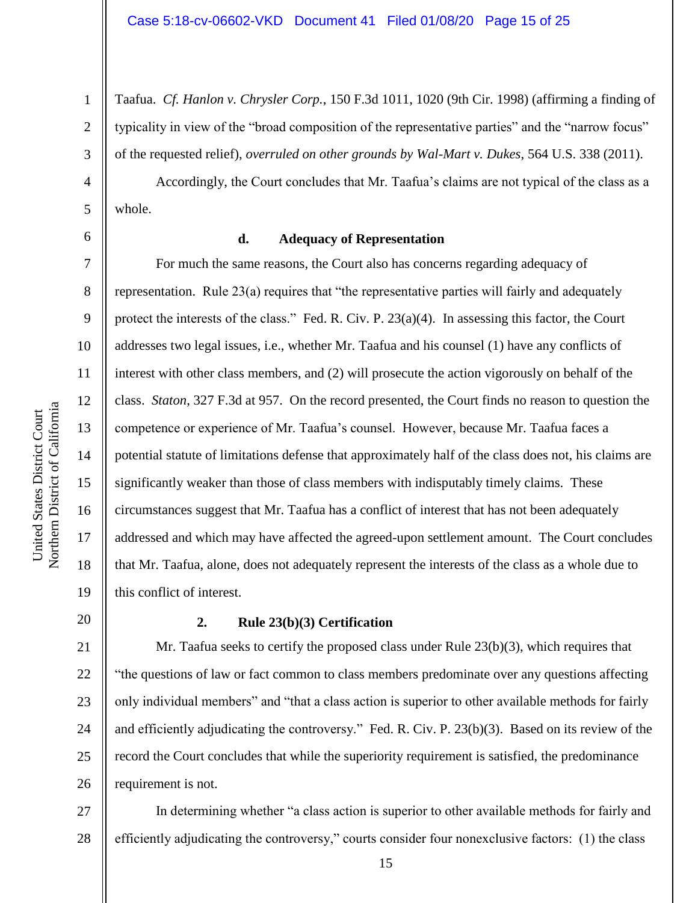Taafua. *Cf. Hanlon v. Chrysler Corp.*, 150 F.3d 1011, 1020 (9th Cir. 1998) (affirming a finding of typicality in view of the "broad composition of the representative parties" and the "narrow focus" of the requested relief), *overruled on other grounds by Wal-Mart v. Dukes*, 564 U.S. 338 (2011).

Accordingly, the Court concludes that Mr. Taafua's claims are not typical of the class as a whole.

**d. Adequacy of Representation**

For much the same reasons, the Court also has concerns regarding adequacy of representation. Rule 23(a) requires that "the representative parties will fairly and adequately protect the interests of the class." Fed. R. Civ. P. 23(a)(4). In assessing this factor, the Court addresses two legal issues, i.e., whether Mr. Taafua and his counsel (1) have any conflicts of interest with other class members, and (2) will prosecute the action vigorously on behalf of the class. *Staton*, 327 F.3d at 957. On the record presented, the Court finds no reason to question the competence or experience of Mr. Taafua's counsel. However, because Mr. Taafua faces a potential statute of limitations defense that approximately half of the class does not, his claims are significantly weaker than those of class members with indisputably timely claims. These circumstances suggest that Mr. Taafua has a conflict of interest that has not been adequately addressed and which may have affected the agreed-upon settlement amount. The Court concludes that Mr. Taafua, alone, does not adequately represent the interests of the class as a whole due to this conflict of interest.

**2. Rule 23(b)(3) Certification**

Mr. Taafua seeks to certify the proposed class under Rule 23(b)(3), which requires that "the questions of law or fact common to class members predominate over any questions affecting only individual members" and "that a class action is superior to other available methods for fairly and efficiently adjudicating the controversy." Fed. R. Civ. P. 23(b)(3). Based on its review of the record the Court concludes that while the superiority requirement is satisfied, the predominance requirement is not.

In determining whether "a class action is superior to other available methods for fairly and efficiently adjudicating the controversy," courts consider four nonexclusive factors: (1) the class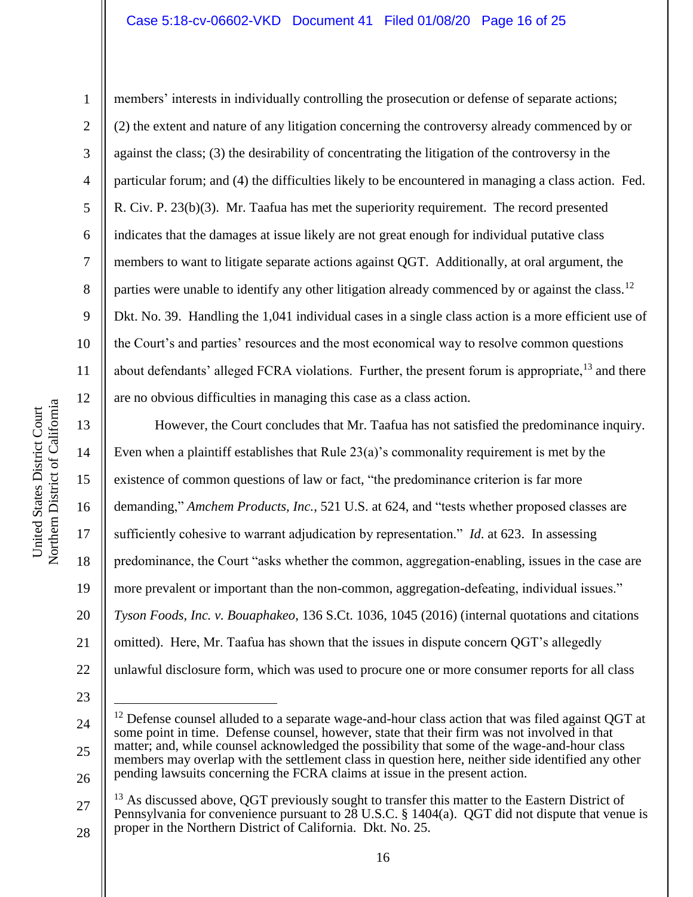members' interests in individually controlling the prosecution or defense of separate actions; (2) the extent and nature of any litigation concerning the controversy already commenced by or against the class; (3) the desirability of concentrating the litigation of the controversy in the particular forum; and (4) the difficulties likely to be encountered in managing a class action. Fed. R. Civ. P. 23(b)(3). Mr. Taafua has met the superiority requirement. The record presented indicates that the damages at issue likely are not great enough for individual putative class members to want to litigate separate actions against QGT. Additionally, at oral argument, the parties were unable to identify any other litigation already commenced by or against the class.[12] Dkt. No. 39. Handling the 1,041 individual cases in a single class action is a more efficient use of the Court's and parties' resources and the most economical way to resolve common questions about defendants' alleged FCRA violations. Further, the present forum is appropriate,[13] and there are no obvious difficulties in managing this case as a class action.

However, the Court concludes that Mr. Taafua has not satisfied the predominance inquiry. Even when a plaintiff establishes that Rule 23(a)'s commonality requirement is met by the existence of common questions of law or fact, "the predominance criterion is far more demanding," *Amchem Products, Inc.*, 521 U.S. at 624, and "tests whether proposed classes are sufficiently cohesive to warrant adjudication by representation." *Id*. at 623. In assessing predominance, the Court "asks whether the common, aggregation-enabling, issues in the case are more prevalent or important than the non-common, aggregation-defeating, individual issues." *Tyson Foods, Inc. v. Bouaphakeo*, 136 S.Ct. 1036, 1045 (2016) (internal quotations and citations omitted). Here, Mr. Taafua has shown that the issues in dispute concern QGT's allegedly unlawful disclosure form, which was used to procure one or more consumer reports for all class

---

[12] Defense counsel alluded to a separate wage-and-hour class action that was filed against QGT at some point in time. Defense counsel, however, state that their firm was not involved in that matter; and, while counsel acknowledged the possibility that some of the wage-and-hour class members may overlap with the settlement class in question here, neither side identified any other pending lawsuits concerning the FCRA claims at issue in the present action.

[13] As discussed above, QGT previously sought to transfer this matter to the Eastern District of Pennsylvania for convenience pursuant to 28 U.S.C. § 1404(a). QGT did not dispute that venue is proper in the Northern District of California. Dkt. No. 25.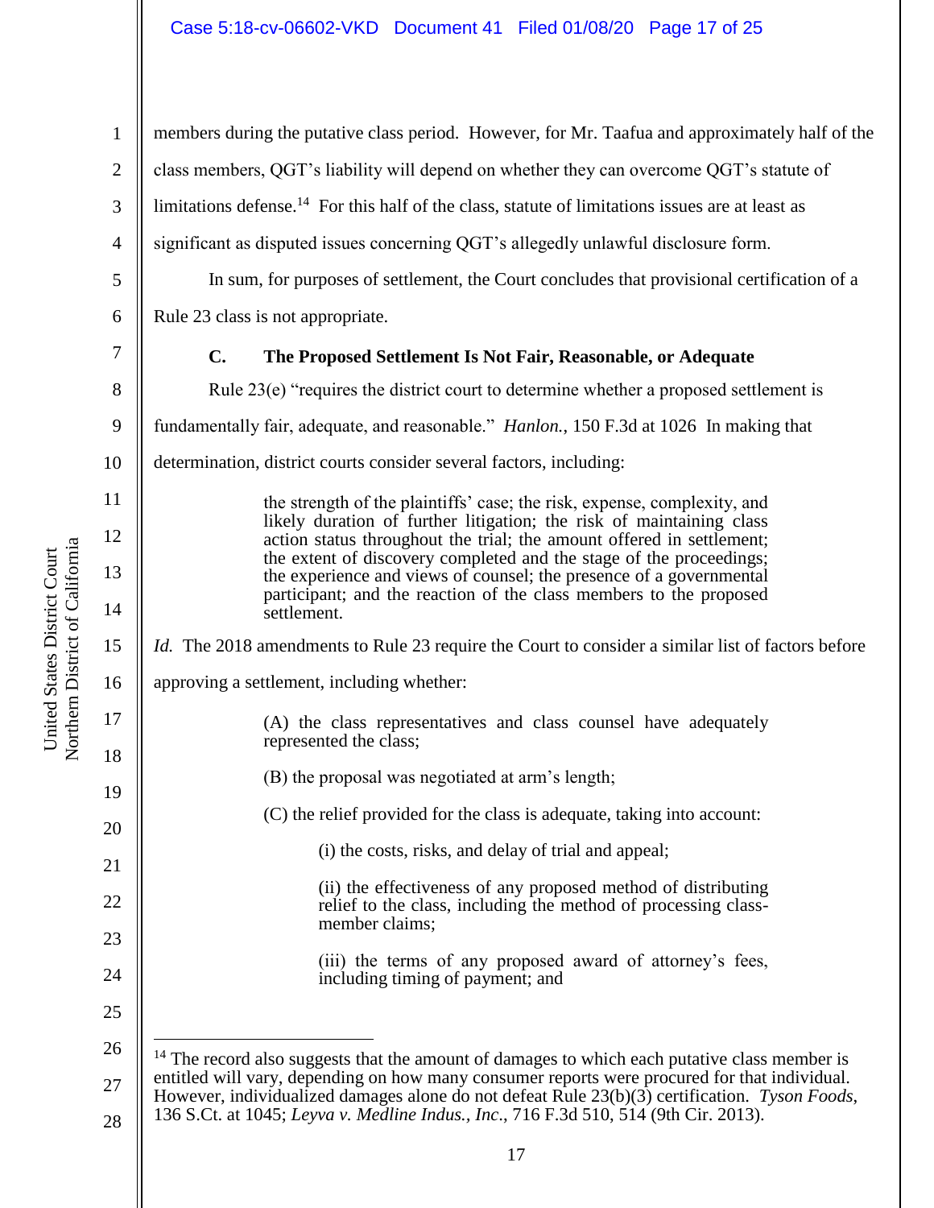members during the putative class period. However, for Mr. Taafua and approximately half of the class members, QGT's liability will depend on whether they can overcome QGT's statute of limitations defense.[14] For this half of the class, statute of limitations issues are at least as significant as disputed issues concerning QGT's allegedly unlawful disclosure form.

In sum, for purposes of settlement, the Court concludes that provisional certification of a Rule 23 class is not appropriate.

### C. The Proposed Settlement Is Not Fair, Reasonable, or Adequate

Rule 23(e) "requires the district court to determine whether a proposed settlement is fundamentally fair, adequate, and reasonable." *Hanlon.*, 150 F.3d at 1026 In making that determination, district courts consider several factors, including:

> the strength of the plaintiffs' case; the risk, expense, complexity, and likely duration of further litigation; the risk of maintaining class action status throughout the trial; the amount offered in settlement; the extent of discovery completed and the stage of the proceedings; the experience and views of counsel; the presence of a governmental participant; and the reaction of the class members to the proposed settlement.

*Id.* The 2018 amendments to Rule 23 require the Court to consider a similar list of factors before approving a settlement, including whether:

> (A) the class representatives and class counsel have adequately represented the class;
>
> (B) the proposal was negotiated at arm's length;
>
> (C) the relief provided for the class is adequate, taking into account:
>
> > (i) the costs, risks, and delay of trial and appeal;
> >
> > (ii) the effectiveness of any proposed method of distributing relief to the class, including the method of processing class-member claims;
> >
> > (iii) the terms of any proposed award of attorney's fees, including timing of payment; and

---

[14] The record also suggests that the amount of damages to which each putative class member is entitled will vary, depending on how many consumer reports were procured for that individual. However, individualized damages alone do not defeat Rule 23(b)(3) certification. *Tyson Foods*, 136 S.Ct. at 1045; *Leyva v. Medline Indus., Inc.*, 716 F.3d 510, 514 (9th Cir. 2013).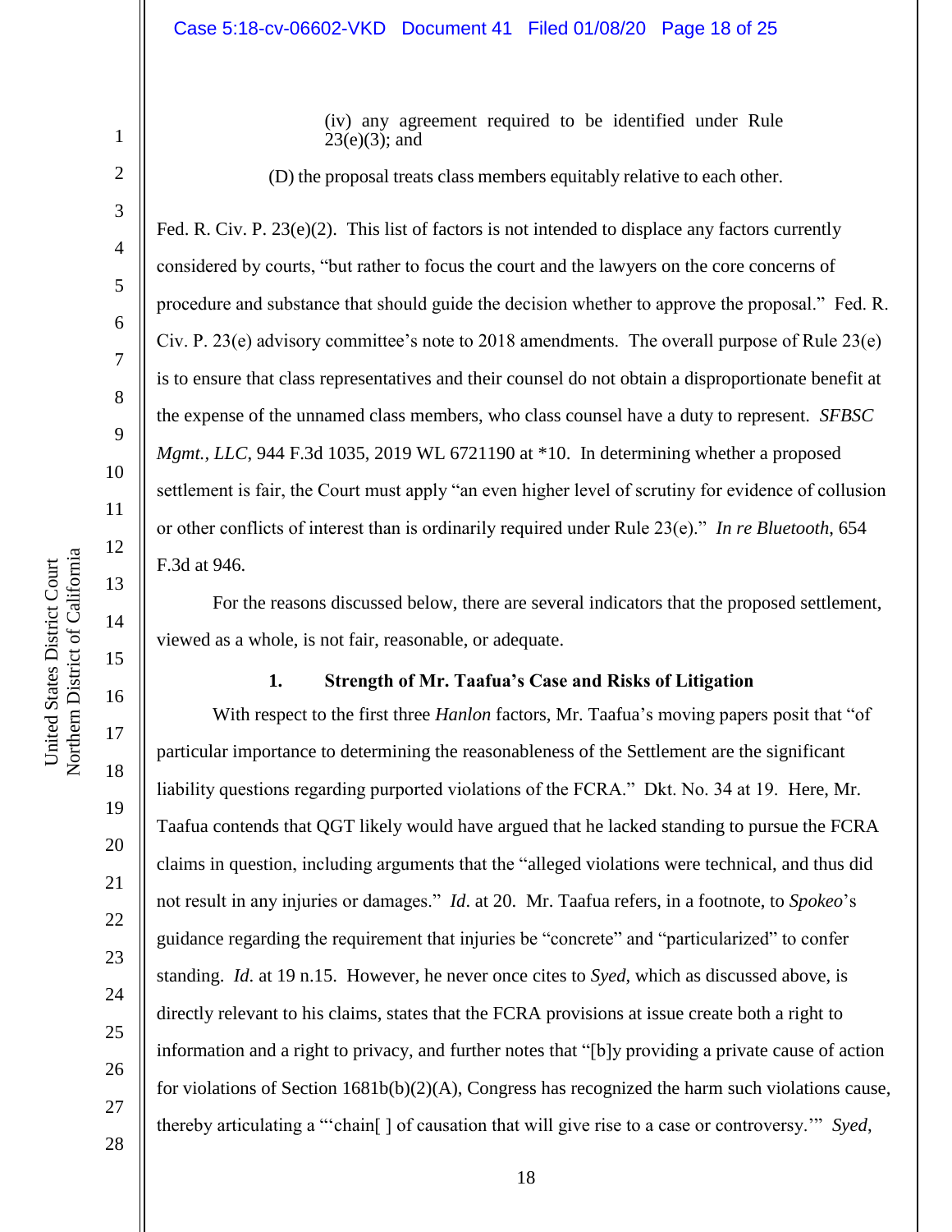(iv) any agreement required to be identified under Rule 23(e)(3); and

(D) the proposal treats class members equitably relative to each other.

Fed. R. Civ. P. 23(e)(2). This list of factors is not intended to displace any factors currently considered by courts, "but rather to focus the court and the lawyers on the core concerns of procedure and substance that should guide the decision whether to approve the proposal." Fed. R. Civ. P. 23(e) advisory committee's note to 2018 amendments. The overall purpose of Rule 23(e) is to ensure that class representatives and their counsel do not obtain a disproportionate benefit at the expense of the unnamed class members, who class counsel have a duty to represent. *SFBSC Mgmt., LLC*, 944 F.3d 1035, 2019 WL 6721190 at *10. In determining whether a proposed settlement is fair, the Court must apply "an even higher level of scrutiny for evidence of collusion or other conflicts of interest than is ordinarily required under Rule 23(e)." *In re Bluetooth*, 654 F.3d at 946.

For the reasons discussed below, there are several indicators that the proposed settlement, viewed as a whole, is not fair, reasonable, or adequate.

**1. Strength of Mr. Taafua's Case and Risks of Litigation**

With respect to the first three *Hanlon* factors, Mr. Taafua's moving papers posit that "of particular importance to determining the reasonableness of the Settlement are the significant liability questions regarding purported violations of the FCRA." Dkt. No. 34 at 19. Here, Mr. Taafua contends that QGT likely would have argued that he lacked standing to pursue the FCRA claims in question, including arguments that the "alleged violations were technical, and thus did not result in any injuries or damages." *Id*. at 20. Mr. Taafua refers, in a footnote, to *Spokeo*'s guidance regarding the requirement that injuries be "concrete" and "particularized" to confer standing. *Id*. at 19 n.15. However, he never once cites to *Syed*, which as discussed above, is directly relevant to his claims, states that the FCRA provisions at issue create both a right to information and a right to privacy, and further notes that "[b]y providing a private cause of action for violations of Section 1681b(b)(2)(A), Congress has recognized the harm such violations cause, thereby articulating a "'chain[ ] of causation that will give rise to a case or controversy.'" *Syed*,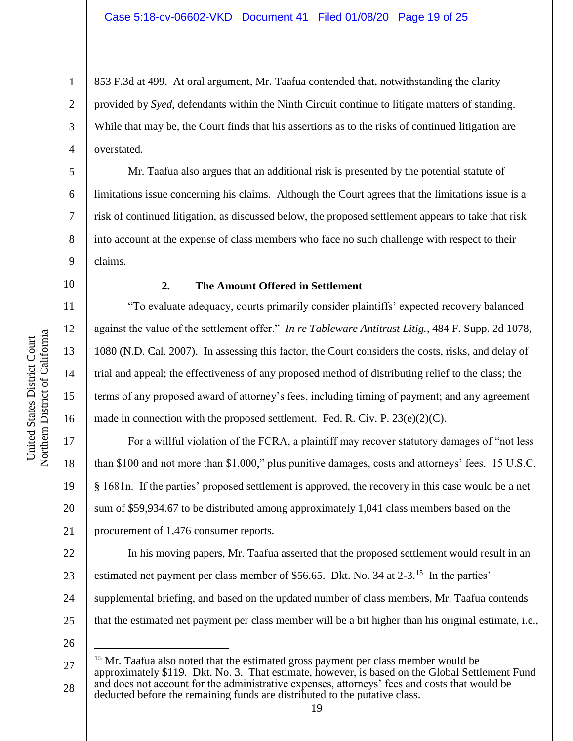853 F.3d at 499. At oral argument, Mr. Taafua contended that, notwithstanding the clarity provided by *Syed*, defendants within the Ninth Circuit continue to litigate matters of standing. While that may be, the Court finds that his assertions as to the risks of continued litigation are overstated.

Mr. Taafua also argues that an additional risk is presented by the potential statute of limitations issue concerning his claims. Although the Court agrees that the limitations issue is a risk of continued litigation, as discussed below, the proposed settlement appears to take that risk into account at the expense of class members who face no such challenge with respect to their claims.

### 2. The Amount Offered in Settlement

"To evaluate adequacy, courts primarily consider plaintiffs' expected recovery balanced against the value of the settlement offer." *In re Tableware Antitrust Litig.*, 484 F. Supp. 2d 1078, 1080 (N.D. Cal. 2007). In assessing this factor, the Court considers the costs, risks, and delay of trial and appeal; the effectiveness of any proposed method of distributing relief to the class; the terms of any proposed award of attorney's fees, including timing of payment; and any agreement made in connection with the proposed settlement. Fed. R. Civ. P. 23(e)(2)(C).

For a willful violation of the FCRA, a plaintiff may recover statutory damages of "not less than $100 and not more than $1,000," plus punitive damages, costs and attorneys' fees. 15 U.S.C. § 1681n. If the parties' proposed settlement is approved, the recovery in this case would be a net sum of $59,934.67 to be distributed among approximately 1,041 class members based on the procurement of 1,476 consumer reports.

In his moving papers, Mr. Taafua asserted that the proposed settlement would result in an estimated net payment per class member of $56.65. Dkt. No. 34 at 2-3.[15] In the parties' supplemental briefing, and based on the updated number of class members, Mr. Taafua contends that the estimated net payment per class member will be a bit higher than his original estimate, i.e.,

---

[15] Mr. Taafua also noted that the estimated gross payment per class member would be approximately $119. Dkt. No. 3. That estimate, however, is based on the Global Settlement Fund and does not account for the administrative expenses, attorneys' fees and costs that would be deducted before the remaining funds are distributed to the putative class.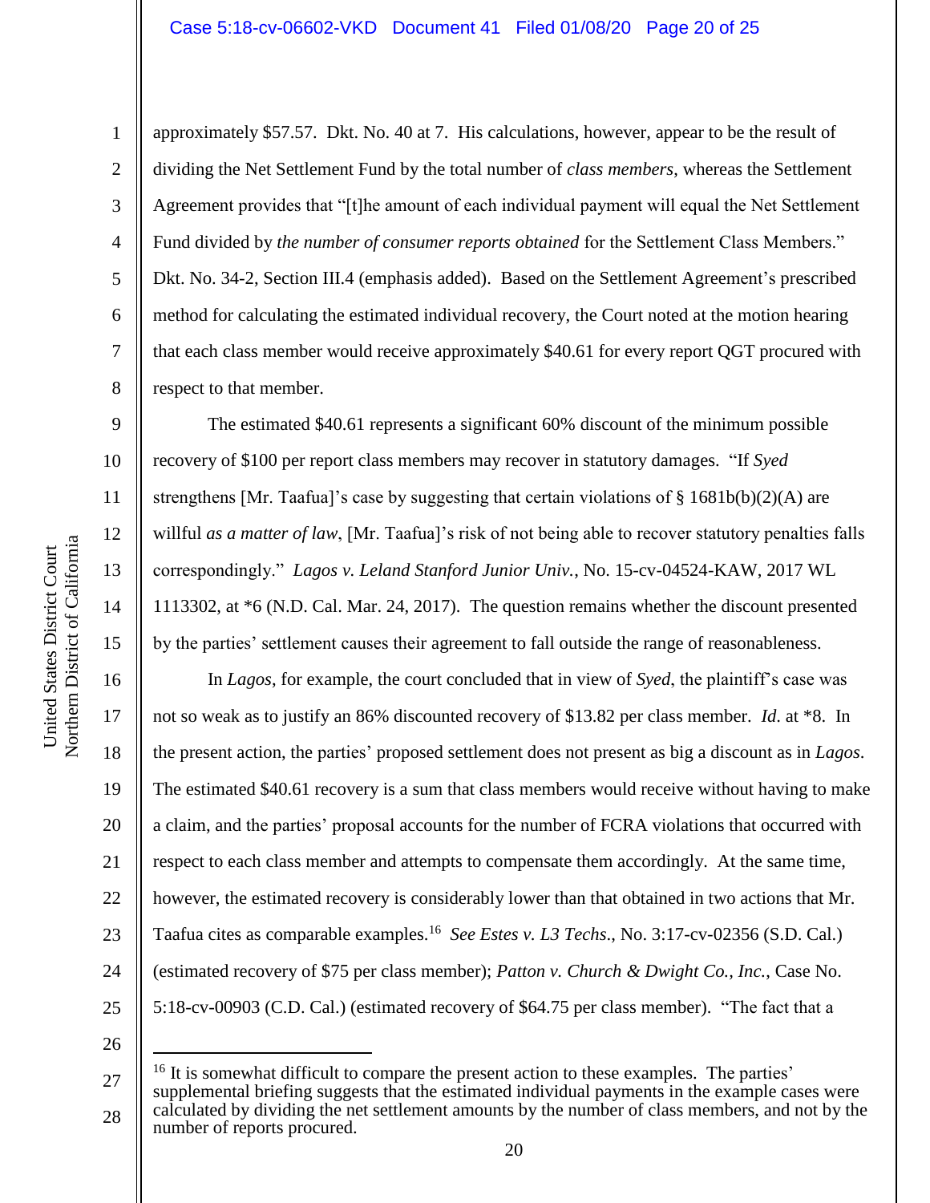approximately $57.57. Dkt. No. 40 at 7. His calculations, however, appear to be the result of dividing the Net Settlement Fund by the total number of *class members*, whereas the Settlement Agreement provides that "[t]he amount of each individual payment will equal the Net Settlement Fund divided by *the number of consumer reports obtained* for the Settlement Class Members." Dkt. No. 34-2, Section III.4 (emphasis added). Based on the Settlement Agreement's prescribed method for calculating the estimated individual recovery, the Court noted at the motion hearing that each class member would receive approximately $40.61 for every report QGT procured with respect to that member.

The estimated $40.61 represents a significant 60% discount of the minimum possible recovery of $100 per report class members may recover in statutory damages. "If *Syed* strengthens [Mr. Taafua]'s case by suggesting that certain violations of § 1681b(b)(2)(A) are willful *as a matter of law*, [Mr. Taafua]'s risk of not being able to recover statutory penalties falls correspondingly." *Lagos v. Leland Stanford Junior Univ.*, No. 15-cv-04524-KAW, 2017 WL 1113302, at *6 (N.D. Cal. Mar. 24, 2017). The question remains whether the discount presented by the parties' settlement causes their agreement to fall outside the range of reasonableness.

In *Lagos*, for example, the court concluded that in view of *Syed*, the plaintiff's case was not so weak as to justify an 86% discounted recovery of $13.82 per class member. *Id.* at *8. In the present action, the parties' proposed settlement does not present as big a discount as in *Lagos*. The estimated $40.61 recovery is a sum that class members would receive without having to make a claim, and the parties' proposal accounts for the number of FCRA violations that occurred with respect to each class member and attempts to compensate them accordingly. At the same time, however, the estimated recovery is considerably lower than that obtained in two actions that Mr. Taafua cites as comparable examples.[16] *See Estes v. L3 Techs.*, No. 3:17-cv-02356 (S.D. Cal.) (estimated recovery of $75 per class member); *Patton v. Church & Dwight Co., Inc.*, Case No. 5:18-cv-00903 (C.D. Cal.) (estimated recovery of $64.75 per class member). "The fact that a

---

[16] It is somewhat difficult to compare the present action to these examples. The parties' supplemental briefing suggests that the estimated individual payments in the example cases were calculated by dividing the net settlement amounts by the number of class members, and not by the number of reports procured.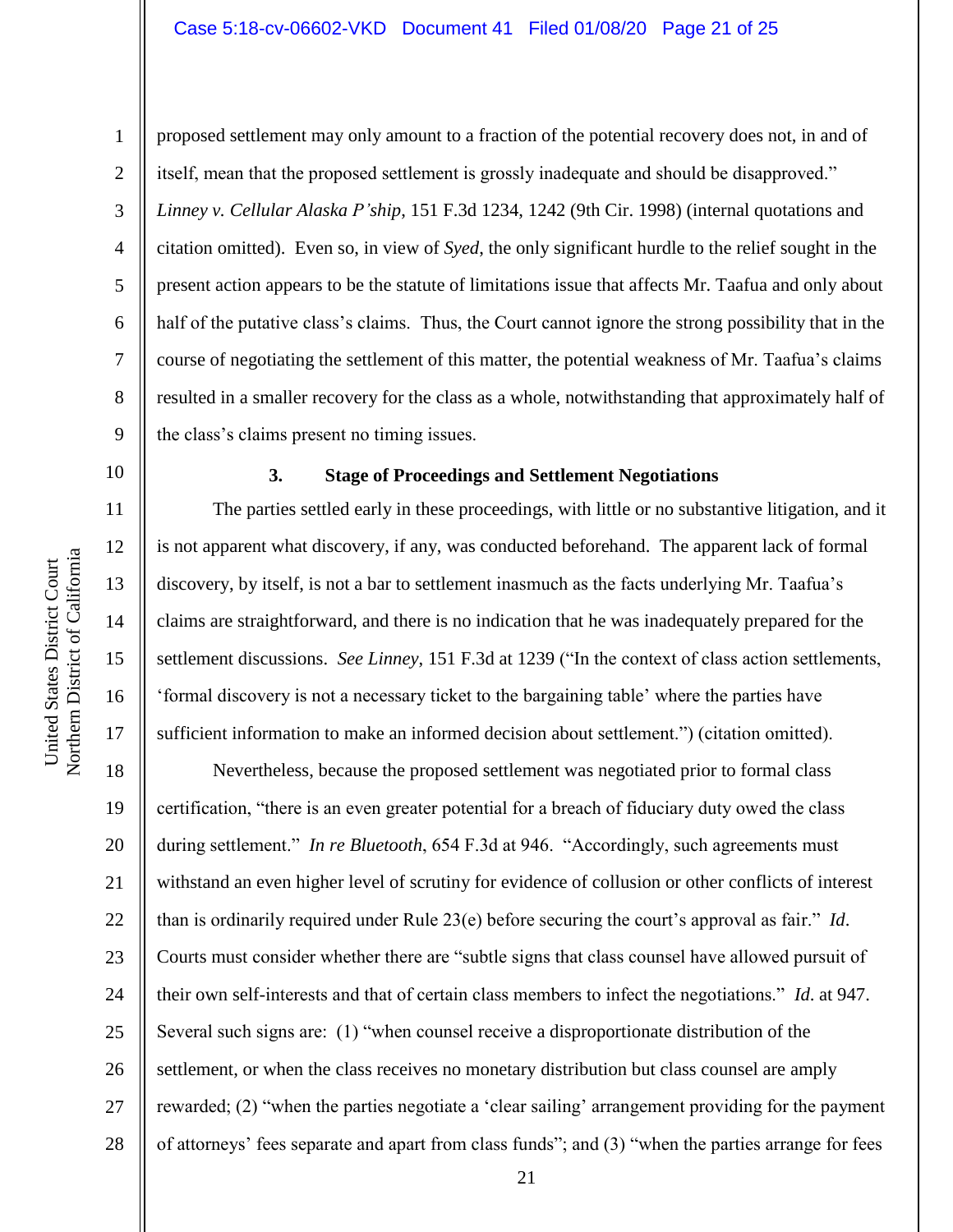proposed settlement may only amount to a fraction of the potential recovery does not, in and of itself, mean that the proposed settlement is grossly inadequate and should be disapproved." *Linney v. Cellular Alaska P'ship*, 151 F.3d 1234, 1242 (9th Cir. 1998) (internal quotations and citation omitted). Even so, in view of *Syed*, the only significant hurdle to the relief sought in the present action appears to be the statute of limitations issue that affects Mr. Taafua and only about half of the putative class's claims. Thus, the Court cannot ignore the strong possibility that in the course of negotiating the settlement of this matter, the potential weakness of Mr. Taafua's claims resulted in a smaller recovery for the class as a whole, notwithstanding that approximately half of the class's claims present no timing issues.

### 3. Stage of Proceedings and Settlement Negotiations

The parties settled early in these proceedings, with little or no substantive litigation, and it is not apparent what discovery, if any, was conducted beforehand. The apparent lack of formal discovery, by itself, is not a bar to settlement inasmuch as the facts underlying Mr. Taafua's claims are straightforward, and there is no indication that he was inadequately prepared for the settlement discussions. *See Linney*, 151 F.3d at 1239 ("In the context of class action settlements, 'formal discovery is not a necessary ticket to the bargaining table' where the parties have sufficient information to make an informed decision about settlement.") (citation omitted).

Nevertheless, because the proposed settlement was negotiated prior to formal class certification, "there is an even greater potential for a breach of fiduciary duty owed the class during settlement." *In re Bluetooth*, 654 F.3d at 946. "Accordingly, such agreements must withstand an even higher level of scrutiny for evidence of collusion or other conflicts of interest than is ordinarily required under Rule 23(e) before securing the court's approval as fair." *Id*. Courts must consider whether there are "subtle signs that class counsel have allowed pursuit of their own self-interests and that of certain class members to infect the negotiations." *Id*. at 947. Several such signs are: (1) "when counsel receive a disproportionate distribution of the settlement, or when the class receives no monetary distribution but class counsel are amply rewarded; (2) "when the parties negotiate a 'clear sailing' arrangement providing for the payment of attorneys' fees separate and apart from class funds"; and (3) "when the parties arrange for fees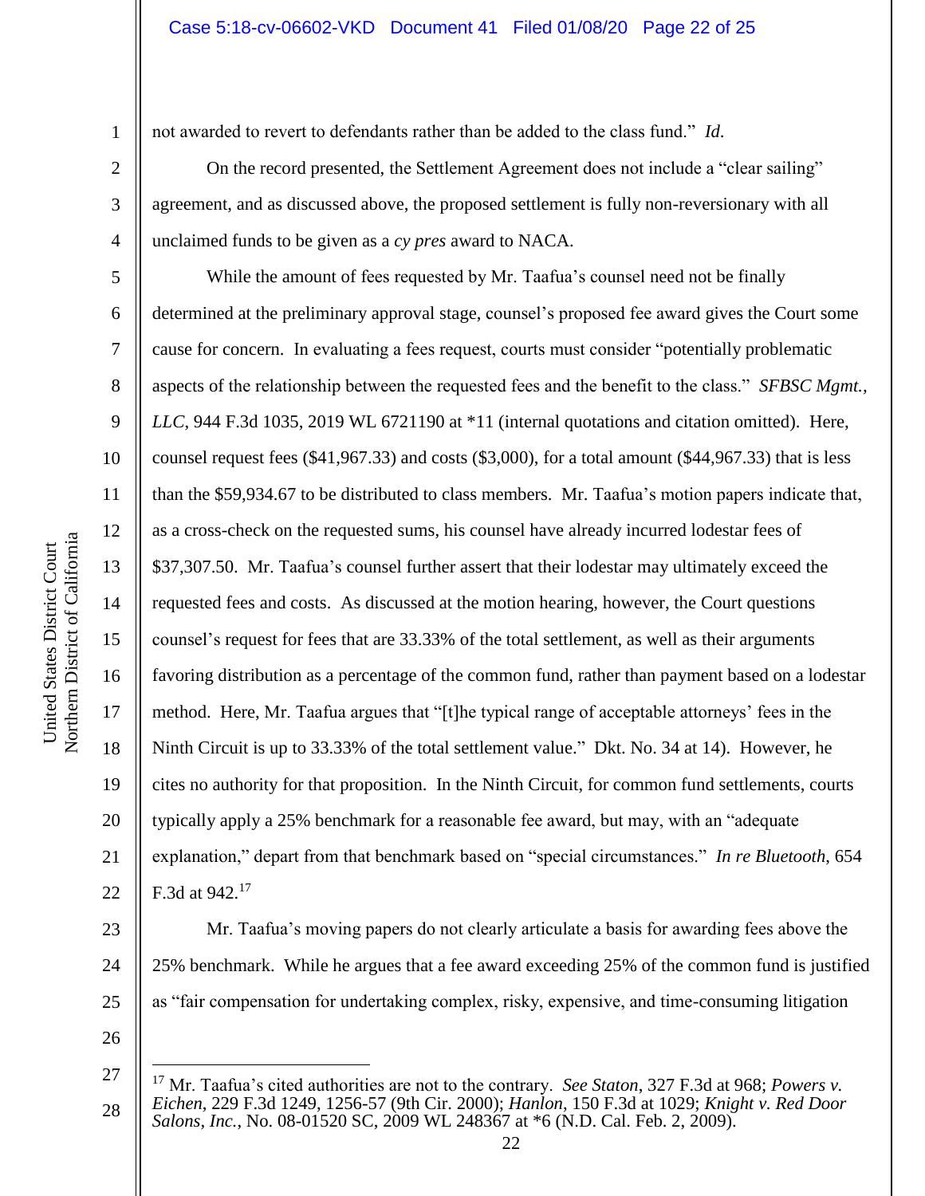not awarded to revert to defendants rather than be added to the class fund." *Id.*

On the record presented, the Settlement Agreement does not include a "clear sailing" agreement, and as discussed above, the proposed settlement is fully non-reversionary with all unclaimed funds to be given as a *cy pres* award to NACA.

While the amount of fees requested by Mr. Taafua's counsel need not be finally determined at the preliminary approval stage, counsel's proposed fee award gives the Court some cause for concern. In evaluating a fees request, courts must consider "potentially problematic aspects of the relationship between the requested fees and the benefit to the class." *SFBSC Mgmt., LLC*, 944 F.3d 1035, 2019 WL 6721190 at *11 (internal quotations and citation omitted). Here, counsel request fees ($41,967.33) and costs ($3,000), for a total amount ($44,967.33) that is less than the $59,934.67 to be distributed to class members. Mr. Taafua's motion papers indicate that, as a cross-check on the requested sums, his counsel have already incurred lodestar fees of $37,307.50. Mr. Taafua's counsel further assert that their lodestar may ultimately exceed the requested fees and costs. As discussed at the motion hearing, however, the Court questions counsel's request for fees that are 33.33% of the total settlement, as well as their arguments favoring distribution as a percentage of the common fund, rather than payment based on a lodestar method. Here, Mr. Taafua argues that "[t]he typical range of acceptable attorneys' fees in the Ninth Circuit is up to 33.33% of the total settlement value." Dkt. No. 34 at 14). However, he cites no authority for that proposition. In the Ninth Circuit, for common fund settlements, courts typically apply a 25% benchmark for a reasonable fee award, but may, with an "adequate explanation," depart from that benchmark based on "special circumstances." *In re Bluetooth*, 654 F.3d at 942.[17]

Mr. Taafua's moving papers do not clearly articulate a basis for awarding fees above the 25% benchmark. While he argues that a fee award exceeding 25% of the common fund is justified as "fair compensation for undertaking complex, risky, expensive, and time-consuming litigation

---

[17] Mr. Taafua's cited authorities are not to the contrary. *See Staton*, 327 F.3d at 968; *Powers v. Eichen*, 229 F.3d 1249, 1256-57 (9th Cir. 2000); *Hanlon*, 150 F.3d at 1029; *Knight v. Red Door Salons, Inc.*, No. 08-01520 SC, 2009 WL 248367 at *6 (N.D. Cal. Feb. 2, 2009).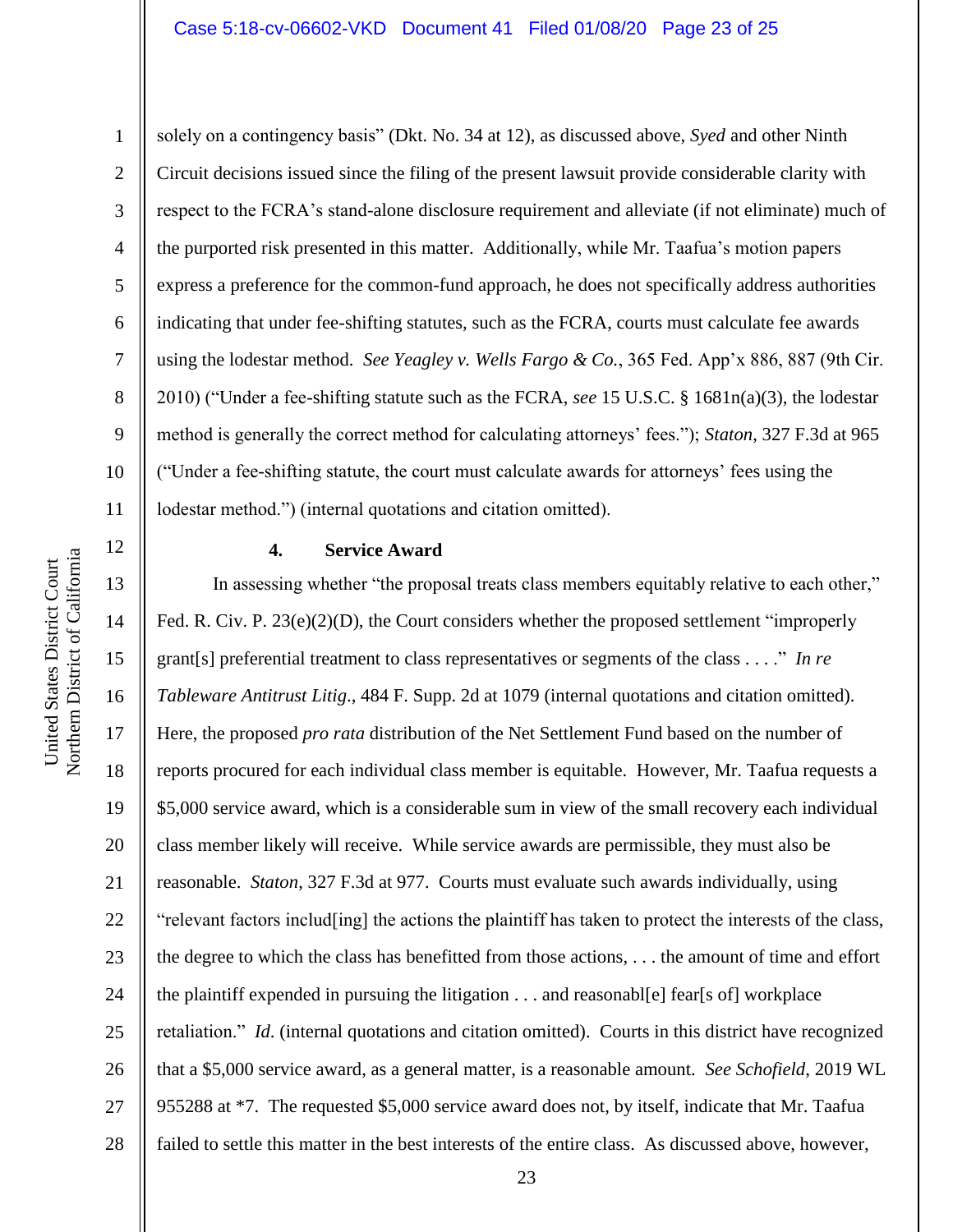solely on a contingency basis" (Dkt. No. 34 at 12), as discussed above, *Syed* and other Ninth Circuit decisions issued since the filing of the present lawsuit provide considerable clarity with respect to the FCRA's stand-alone disclosure requirement and alleviate (if not eliminate) much of the purported risk presented in this matter. Additionally, while Mr. Taafua's motion papers express a preference for the common-fund approach, he does not specifically address authorities indicating that under fee-shifting statutes, such as the FCRA, courts must calculate fee awards using the lodestar method. *See Yeagley v. Wells Fargo & Co.*, 365 Fed. App'x 886, 887 (9th Cir. 2010) ("Under a fee-shifting statute such as the FCRA, *see* 15 U.S.C. § 1681n(a)(3), the lodestar method is generally the correct method for calculating attorneys' fees."); *Staton*, 327 F.3d at 965 ("Under a fee-shifting statute, the court must calculate awards for attorneys' fees using the lodestar method.") (internal quotations and citation omitted).

### 4. Service Award

In assessing whether "the proposal treats class members equitably relative to each other," Fed. R. Civ. P. 23(e)(2)(D), the Court considers whether the proposed settlement "improperly grant[s] preferential treatment to class representatives or segments of the class . . . ." *In re Tableware Antitrust Litig.*, 484 F. Supp. 2d at 1079 (internal quotations and citation omitted). Here, the proposed *pro rata* distribution of the Net Settlement Fund based on the number of reports procured for each individual class member is equitable. However, Mr. Taafua requests a $5,000 service award, which is a considerable sum in view of the small recovery each individual class member likely will receive. While service awards are permissible, they must also be reasonable. *Staton*, 327 F.3d at 977. Courts must evaluate such awards individually, using "relevant factors includ[ing] the actions the plaintiff has taken to protect the interests of the class, the degree to which the class has benefitted from those actions, . . . the amount of time and effort the plaintiff expended in pursuing the litigation . . . and reasonabl[e] fear[s of] workplace retaliation." *Id*. (internal quotations and citation omitted). Courts in this district have recognized that a $5,000 service award, as a general matter, is a reasonable amount. *See Schofield*, 2019 WL 955288 at *7. The requested $5,000 service award does not, by itself, indicate that Mr. Taafua failed to settle this matter in the best interests of the entire class. As discussed above, however,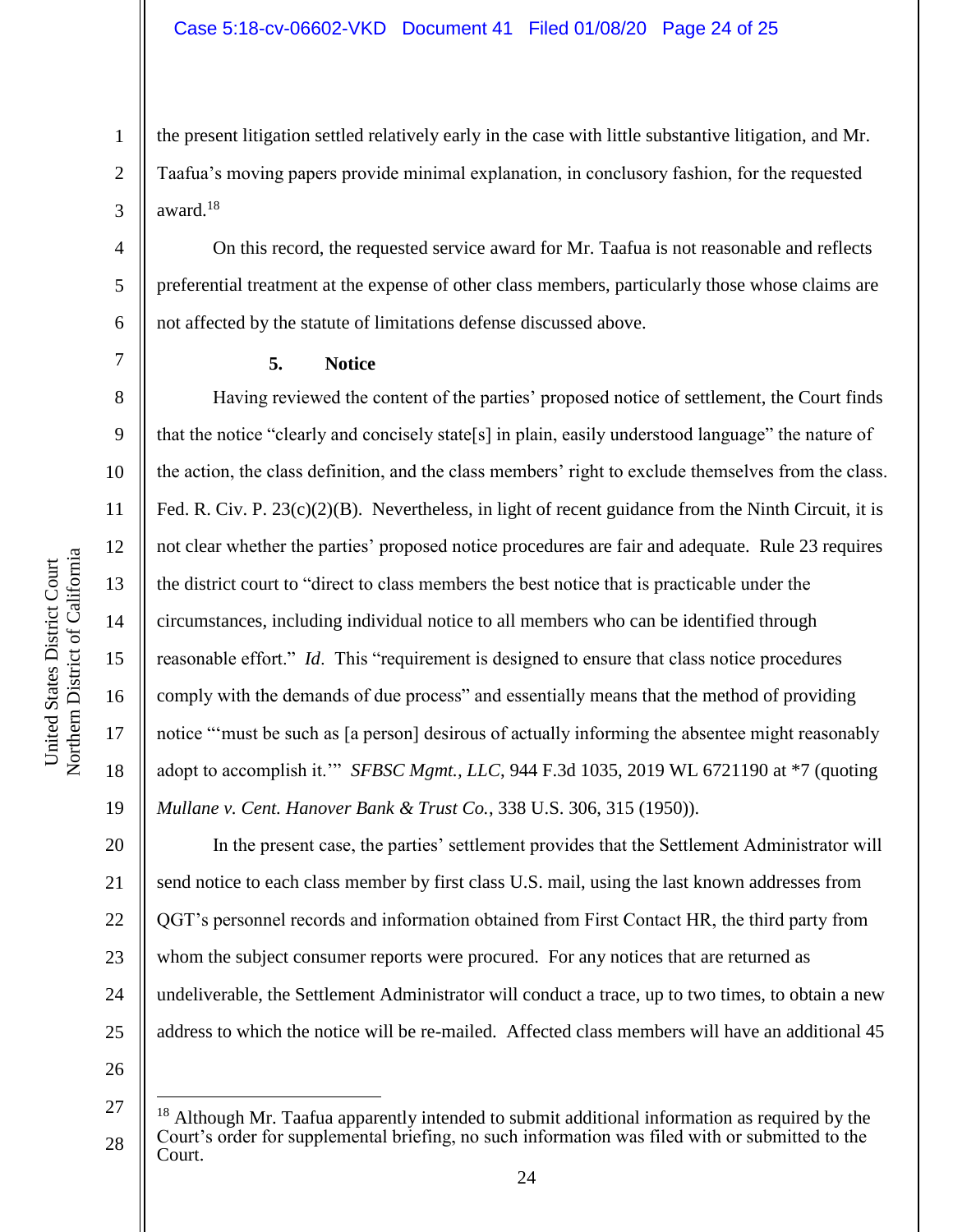the present litigation settled relatively early in the case with little substantive litigation, and Mr. Taafua's moving papers provide minimal explanation, in conclusory fashion, for the requested award.[18]

On this record, the requested service award for Mr. Taafua is not reasonable and reflects preferential treatment at the expense of other class members, particularly those whose claims are not affected by the statute of limitations defense discussed above.

**5. Notice**

Having reviewed the content of the parties' proposed notice of settlement, the Court finds that the notice "clearly and concisely state[s] in plain, easily understood language" the nature of the action, the class definition, and the class members' right to exclude themselves from the class. Fed. R. Civ. P. 23(c)(2)(B). Nevertheless, in light of recent guidance from the Ninth Circuit, it is not clear whether the parties' proposed notice procedures are fair and adequate. Rule 23 requires the district court to "direct to class members the best notice that is practicable under the circumstances, including individual notice to all members who can be identified through reasonable effort." *Id*. This "requirement is designed to ensure that class notice procedures comply with the demands of due process" and essentially means that the method of providing notice "'must be such as [a person] desirous of actually informing the absentee might reasonably adopt to accomplish it.'" *SFBSC Mgmt., LLC*, 944 F.3d 1035, 2019 WL 6721190 at *7 (quoting *Mullane v. Cent. Hanover Bank & Trust Co.*, 338 U.S. 306, 315 (1950)).

In the present case, the parties' settlement provides that the Settlement Administrator will send notice to each class member by first class U.S. mail, using the last known addresses from QGT's personnel records and information obtained from First Contact HR, the third party from whom the subject consumer reports were procured. For any notices that are returned as undeliverable, the Settlement Administrator will conduct a trace, up to two times, to obtain a new address to which the notice will be re-mailed. Affected class members will have an additional 45

---

[18] Although Mr. Taafua apparently intended to submit additional information as required by the Court's order for supplemental briefing, no such information was filed with or submitted to the Court.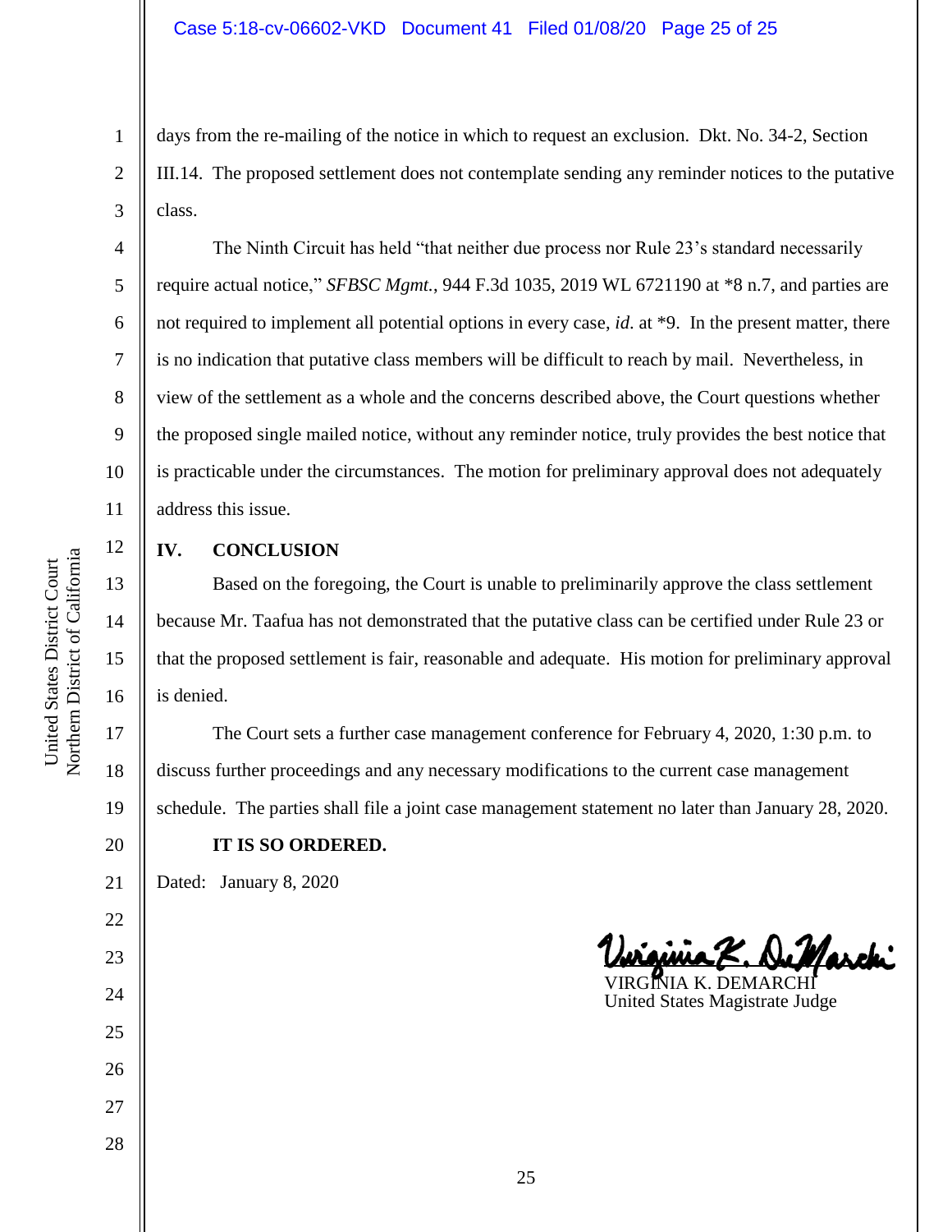days from the re-mailing of the notice in which to request an exclusion. Dkt. No. 34-2, Section III.14. The proposed settlement does not contemplate sending any reminder notices to the putative class.

The Ninth Circuit has held "that neither due process nor Rule 23's standard necessarily require actual notice," *SFBSC Mgmt.*, 944 F.3d 1035, 2019 WL 6721190 at *8 n.7, and parties are not required to implement all potential options in every case, *id.* at *9. In the present matter, there is no indication that putative class members will be difficult to reach by mail. Nevertheless, in view of the settlement as a whole and the concerns described above, the Court questions whether the proposed single mailed notice, without any reminder notice, truly provides the best notice that is practicable under the circumstances. The motion for preliminary approval does not adequately address this issue.

## IV. CONCLUSION

Based on the foregoing, the Court is unable to preliminarily approve the class settlement because Mr. Taafua has not demonstrated that the putative class can be certified under Rule 23 or that the proposed settlement is fair, reasonable and adequate. His motion for preliminary approval is denied.

The Court sets a further case management conference for February 4, 2020, 1:30 p.m. to discuss further proceedings and any necessary modifications to the current case management schedule. The parties shall file a joint case management statement no later than January 28, 2020.

**IT IS SO ORDERED.**

Dated: January 8, 2020

VIRGINIA K. DEMARCHI
United States Magistrate Judge